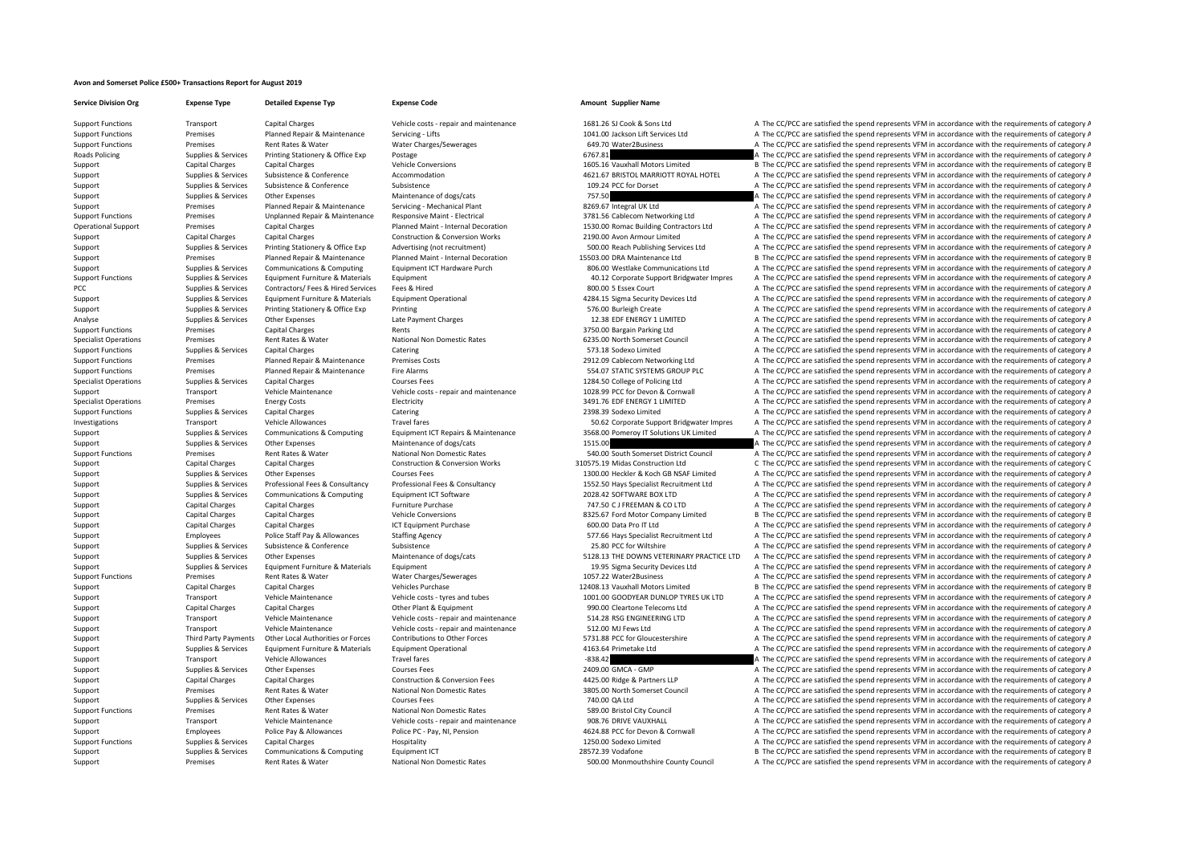# Avon and Somerset Police £500+ Transactions Report for August 2019

| Service Division Org | Expense Type | Detailed Expense Typ | Expense Code | Amount | Supplier Name | |
|---|---|---|---|---|---|---|
| Support Functions | Transport | Capital Charges | Vehicle costs - repair and maintenance | 1681.26 | SJ Cook & Sons Ltd | A The CC/PCC are satisfied the spend represents VFM in accordance with the requirements of category A |
| Support Functions | Premises | Planned Repair & Maintenance | Servicing - Lifts | 1041.00 | Jackson Lift Services Ltd | A The CC/PCC are satisfied the spend represents VFM in accordance with the requirements of category A |
| Support Functions | Premises | Rent Rates & Water | Water Charges/Sewerages | 649.70 | Water2Business | A The CC/PCC are satisfied the spend represents VFM in accordance with the requirements of category A |
| Roads Policing | Supplies & Services | Printing Stationery & Office Exp | Postage | 6767.81 | | A The CC/PCC are satisfied the spend represents VFM in accordance with the requirements of category A |
| Support | Capital Charges | Capital Charges | Vehicle Conversions | 1605.16 | Vauxhall Motors Limited | B The CC/PCC are satisfied the spend represents VFM in accordance with the requirements of category B |
| Support | Supplies & Services | Subsistence & Conference | Accommodation | 4621.67 | BRISTOL MARRIOTT ROYAL HOTEL | A The CC/PCC are satisfied the spend represents VFM in accordance with the requirements of category A |
| Support | Supplies & Services | Subsistence & Conference | Subsistence | 109.24 | PCC for Dorset | A The CC/PCC are satisfied the spend represents VFM in accordance with the requirements of category A |
| Support | Supplies & Services | Other Expenses | Maintenance of dogs/cats | 757.50 | | A The CC/PCC are satisfied the spend represents VFM in accordance with the requirements of category A |
| Support | Premises | Planned Repair & Maintenance | Servicing - Mechanical Plant | 8269.67 | Integral UK Ltd | A The CC/PCC are satisfied the spend represents VFM in accordance with the requirements of category A |
| Support Functions | Premises | Unplanned Repair & Maintenance | Responsive Maint - Electrical | 3781.56 | Cablecom Networking Ltd | A The CC/PCC are satisfied the spend represents VFM in accordance with the requirements of category A |
| Operational Support | Premises | Capital Charges | Planned Maint - Internal Decoration | 1530.00 | Romac Building Contractors Ltd | A The CC/PCC are satisfied the spend represents VFM in accordance with the requirements of category A |
| Support | Capital Charges | Capital Charges | Construction & Conversion Works | 2190.00 | Avon Armour Limited | A The CC/PCC are satisfied the spend represents VFM in accordance with the requirements of category A |
| Support | Supplies & Services | Printing Stationery & Office Exp | Advertising (not recruitment) | 500.00 | Reach Publishing Services Ltd | A The CC/PCC are satisfied the spend represents VFM in accordance with the requirements of category A |
| Support | Premises | Planned Repair & Maintenance | Planned Maint - Internal Decoration | 15503.00 | DRA Maintenance Ltd | B The CC/PCC are satisfied the spend represents VFM in accordance with the requirements of category B |
| Support | Supplies & Services | Communications & Computing | Equipment ICT Hardware Purch | 806.00 | Westlake Communications Ltd | A The CC/PCC are satisfied the spend represents VFM in accordance with the requirements of category A |
| Support Functions | Supplies & Services | Equipment Furniture & Materials | Equipment | 40.12 | Corporate Support Bridgwater Impres | A The CC/PCC are satisfied the spend represents VFM in accordance with the requirements of category A |
| PCC | Supplies & Services | Contractors/ Fees & Hired Services | Fees & Hired | 800.00 | 5 Essex Court | A The CC/PCC are satisfied the spend represents VFM in accordance with the requirements of category A |
| Support | Supplies & Services | Equipment Furniture & Materials | Equipment Operational | 4284.15 | Sigma Security Devices Ltd | A The CC/PCC are satisfied the spend represents VFM in accordance with the requirements of category A |
| Support | Supplies & Services | Printing Stationery & Office Exp | Printing | 576.00 | Burleigh Create | A The CC/PCC are satisfied the spend represents VFM in accordance with the requirements of category A |
| Analyse | Supplies & Services | Other Expenses | Late Payment Charges | 12.38 | EDF ENERGY 1 LIMITED | A The CC/PCC are satisfied the spend represents VFM in accordance with the requirements of category A |
| Support Functions | Premises | Capital Charges | Rents | 3750.00 | Bargain Parking Ltd | A The CC/PCC are satisfied the spend represents VFM in accordance with the requirements of category A |
| Specialist Operations | Premises | Rent Rates & Water | National Non Domestic Rates | 6235.00 | North Somerset Council | A The CC/PCC are satisfied the spend represents VFM in accordance with the requirements of category A |
| Support Functions | Supplies & Services | Capital Charges | Catering | 573.18 | Sodexo Limited | A The CC/PCC are satisfied the spend represents VFM in accordance with the requirements of category A |
| Support Functions | Premises | Planned Repair & Maintenance | Premises Costs | 2912.09 | Cablecom Networking Ltd | A The CC/PCC are satisfied the spend represents VFM in accordance with the requirements of category A |
| Support Functions | Premises | Planned Repair & Maintenance | Fire Alarms | 554.07 | STATIC SYSTEMS GROUP PLC | A The CC/PCC are satisfied the spend represents VFM in accordance with the requirements of category A |
| Specialist Operations | Supplies & Services | Capital Charges | Courses Fees | 1284.50 | College of Policing Ltd | A The CC/PCC are satisfied the spend represents VFM in accordance with the requirements of category A |
| Support | Transport | Vehicle Maintenance | Vehicle costs - repair and maintenance | 1028.99 | PCC for Devon & Cornwall | A The CC/PCC are satisfied the spend represents VFM in accordance with the requirements of category A |
| Specialist Operations | Premises | Energy Costs | Electricity | 3491.76 | EDF ENERGY 1 LIMITED | A The CC/PCC are satisfied the spend represents VFM in accordance with the requirements of category A |
| Support Functions | Supplies & Services | Capital Charges | Catering | 2398.39 | Sodexo Limited | A The CC/PCC are satisfied the spend represents VFM in accordance with the requirements of category A |
| Investigations | Transport | Vehicle Allowances | Travel fares | 50.62 | Corporate Support Bridgwater Impres | A The CC/PCC are satisfied the spend represents VFM in accordance with the requirements of category A |
| Support | Supplies & Services | Communications & Computing | Equipment ICT Repairs & Maintenance | 3568.00 | Pomeroy IT Solutions UK Limited | A The CC/PCC are satisfied the spend represents VFM in accordance with the requirements of category A |
| Support | Supplies & Services | Other Expenses | Maintenance of dogs/cats | 1515.00 | | A The CC/PCC are satisfied the spend represents VFM in accordance with the requirements of category A |
| Support Functions | Premises | Rent Rates & Water | National Non Domestic Rates | 540.00 | South Somerset District Council | A The CC/PCC are satisfied the spend represents VFM in accordance with the requirements of category A |
| Support | Capital Charges | Capital Charges | Construction & Conversion Works | 310575.19 | Midas Construction Ltd | C The CC/PCC are satisfied the spend represents VFM in accordance with the requirements of category C |
| Support | Supplies & Services | Other Expenses | Courses Fees | 1300.00 | Heckler & Koch GB NSAF Limited | A The CC/PCC are satisfied the spend represents VFM in accordance with the requirements of category A |
| Support | Supplies & Services | Professional Fees & Consultancy | Professional Fees & Consultancy | 1552.50 | Hays Specialist Recruitment Ltd | A The CC/PCC are satisfied the spend represents VFM in accordance with the requirements of category A |
| Support | Supplies & Services | Communications & Computing | Equipment ICT Software | 2028.42 | SOFTWARE BOX LTD | A The CC/PCC are satisfied the spend represents VFM in accordance with the requirements of category A |
| Support | Capital Charges | Capital Charges | Furniture Purchase | 747.50 | C J FREEMAN & CO LTD | A The CC/PCC are satisfied the spend represents VFM in accordance with the requirements of category A |
| Support | Capital Charges | Capital Charges | Vehicle Conversions | 8325.67 | Ford Motor Company Limited | B The CC/PCC are satisfied the spend represents VFM in accordance with the requirements of category B |
| Support | Capital Charges | Capital Charges | ICT Equipment Purchase | 600.00 | Data Pro IT Ltd | A The CC/PCC are satisfied the spend represents VFM in accordance with the requirements of category A |
| Support | Employees | Police Staff Pay & Allowances | Staffing Agency | 577.66 | Hays Specialist Recruitment Ltd | A The CC/PCC are satisfied the spend represents VFM in accordance with the requirements of category A |
| Support | Supplies & Services | Subsistence & Conference | Subsistence | 25.80 | PCC for Wiltshire | A The CC/PCC are satisfied the spend represents VFM in accordance with the requirements of category A |
| Support | Supplies & Services | Other Expenses | Maintenance of dogs/cats | 5128.13 | THE DOWNS VETERINARY PRACTICE LTD | A The CC/PCC are satisfied the spend represents VFM in accordance with the requirements of category A |
| Support | Supplies & Services | Equipment Furniture & Materials | Equipment | 19.95 | Sigma Security Devices Ltd | A The CC/PCC are satisfied the spend represents VFM in accordance with the requirements of category A |
| Support Functions | Premises | Rent Rates & Water | Water Charges/Sewerages | 1057.22 | Water2Business | A The CC/PCC are satisfied the spend represents VFM in accordance with the requirements of category A |
| Support | Capital Charges | Capital Charges | Vehicles Purchase | 12408.13 | Vauxhall Motors Limited | B The CC/PCC are satisfied the spend represents VFM in accordance with the requirements of category B |
| Support | Transport | Vehicle Maintenance | Vehicle costs - tyres and tubes | 1001.00 | GOODYEAR DUNLOP TYRES UK LTD | A The CC/PCC are satisfied the spend represents VFM in accordance with the requirements of category A |
| Support | Capital Charges | Capital Charges | Other Plant & Equipment | 990.00 | Cleartone Telecoms Ltd | A The CC/PCC are satisfied the spend represents VFM in accordance with the requirements of category A |
| Support | Transport | Vehicle Maintenance | Vehicle costs - repair and maintenance | 514.28 | RSG ENGINEERING LTD | A The CC/PCC are satisfied the spend represents VFM in accordance with the requirements of category A |
| Support | Transport | Vehicle Maintenance | Vehicle costs - repair and maintenance | 512.00 | MJ Fews Ltd | A The CC/PCC are satisfied the spend represents VFM in accordance with the requirements of category A |
| Support | Third Party Payments | Other Local Authorities or Forces | Contributions to Other Forces | 5731.88 | PCC for Gloucestershire | A The CC/PCC are satisfied the spend represents VFM in accordance with the requirements of category A |
| Support | Supplies & Services | Equipment Furniture & Materials | Equipment Operational | 4163.64 | Primetake Ltd | A The CC/PCC are satisfied the spend represents VFM in accordance with the requirements of category A |
| Support | Transport | Vehicle Allowances | Travel fares | -838.42 | | A The CC/PCC are satisfied the spend represents VFM in accordance with the requirements of category A |
| Support | Supplies & Services | Other Expenses | Courses Fees | 2409.00 | GMCA - GMP | A The CC/PCC are satisfied the spend represents VFM in accordance with the requirements of category A |
| Support | Capital Charges | Capital Charges | Construction & Conversion Fees | 4425.00 | Ridge & Partners LLP | A The CC/PCC are satisfied the spend represents VFM in accordance with the requirements of category A |
| Support | Premises | Rent Rates & Water | National Non Domestic Rates | 3805.00 | North Somerset Council | A The CC/PCC are satisfied the spend represents VFM in accordance with the requirements of category A |
| Support | Supplies & Services | Other Expenses | Courses Fees | 740.00 | QA Ltd | A The CC/PCC are satisfied the spend represents VFM in accordance with the requirements of category A |
| Support Functions | Premises | Rent Rates & Water | National Non Domestic Rates | 589.00 | Bristol City Council | A The CC/PCC are satisfied the spend represents VFM in accordance with the requirements of category A |
| Support | Transport | Vehicle Maintenance | Vehicle costs - repair and maintenance | 908.76 | DRIVE VAUXHALL | A The CC/PCC are satisfied the spend represents VFM in accordance with the requirements of category A |
| Support | Employees | Police Pay & Allowances | Police PC - Pay, NI, Pension | 4624.88 | PCC for Devon & Cornwall | A The CC/PCC are satisfied the spend represents VFM in accordance with the requirements of category A |
| Support Functions | Supplies & Services | Capital Charges | Hospitality | 1250.00 | Sodexo Limited | A The CC/PCC are satisfied the spend represents VFM in accordance with the requirements of category A |
| Support | Supplies & Services | Communications & Computing | Equipment ICT | 28572.39 | Vodafone | B The CC/PCC are satisfied the spend represents VFM in accordance with the requirements of category B |
| Support | Premises | Rent Rates & Water | National Non Domestic Rates | 500.00 | Monmouthshire County Council | A The CC/PCC are satisfied the spend represents VFM in accordance with the requirements of category A |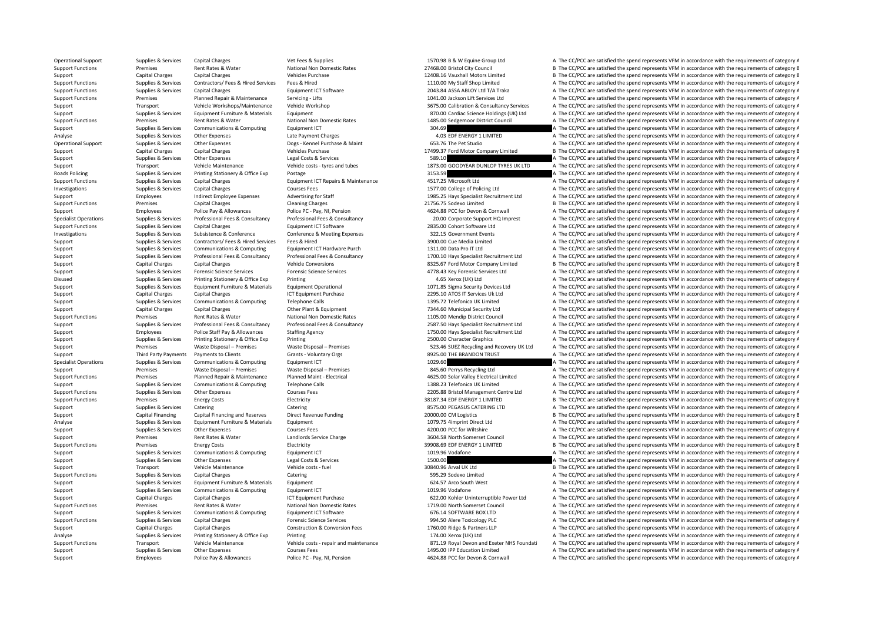| | | | | | | |
|---|---|---|---|---|---|---|
| Operational Support | Supplies & Services | Capital Charges | Vet Fees & Supplies | 1570.98 | B & W Equine Group Ltd | A The CC/PCC are satisfied the spend represents VFM in accordance with the requirements of category A |
| Support Functions | Premises | Rent Rates & Water | National Non Domestic Rates | 27468.00 | Bristol City Council | B The CC/PCC are satisfied the spend represents VFM in accordance with the requirements of category B |
| Support | Capital Charges | Capital Charges | Vehicles Purchase | 12408.16 | Vauxhall Motors Limited | B The CC/PCC are satisfied the spend represents VFM in accordance with the requirements of category B |
| Support Functions | Supplies & Services | Contractors/ Fees & Hired Services | Fees & Hired | 1110.00 | My Staff Shop Limited | A The CC/PCC are satisfied the spend represents VFM in accordance with the requirements of category A |
| Support Functions | Supplies & Services | Capital Charges | Equipment ICT Software | 2043.84 | ASSA ABLOY Ltd T/A Traka | A The CC/PCC are satisfied the spend represents VFM in accordance with the requirements of category A |
| Support Functions | Premises | Planned Repair & Maintenance | Servicing - Lifts | 1041.00 | Jackson Lift Services Ltd | A The CC/PCC are satisfied the spend represents VFM in accordance with the requirements of category A |
| Support | Transport | Vehicle Workshops/Maintenance | Vehicle Workshop | 3675.00 | Calibration & Consultancy Services | A The CC/PCC are satisfied the spend represents VFM in accordance with the requirements of category A |
| Support | Supplies & Services | Equipment Furniture & Materials | Equipment | 870.00 | Cardiac Science Holdings (UK) Ltd | A The CC/PCC are satisfied the spend represents VFM in accordance with the requirements of category A |
| Support Functions | Premises | Rent Rates & Water | National Non Domestic Rates | 1485.00 | Sedgemoor District Council | A The CC/PCC are satisfied the spend represents VFM in accordance with the requirements of category A |
| Support | Supplies & Services | Communications & Computing | Equipment ICT | 304.69 | | A The CC/PCC are satisfied the spend represents VFM in accordance with the requirements of category A |
| Analyse | Supplies & Services | Other Expenses | Late Payment Charges | 4.03 | EDF ENERGY 1 LIMITED | A The CC/PCC are satisfied the spend represents VFM in accordance with the requirements of category A |
| Operational Support | Supplies & Services | Other Expenses | Dogs - Kennel Purchase & Maint | 653.76 | The Pet Studio | A The CC/PCC are satisfied the spend represents VFM in accordance with the requirements of category A |
| Support | Capital Charges | Capital Charges | Vehicles Purchase | 17499.37 | Ford Motor Company Limited | B The CC/PCC are satisfied the spend represents VFM in accordance with the requirements of category B |
| Support | Supplies & Services | Other Expenses | Legal Costs & Services | 589.10 | | A The CC/PCC are satisfied the spend represents VFM in accordance with the requirements of category A |
| Support | Transport | Vehicle Maintenance | Vehicle costs - tyres and tubes | 1873.00 | GOODYEAR DUNLOP TYRES UK LTD | A The CC/PCC are satisfied the spend represents VFM in accordance with the requirements of category A |
| Roads Policing | Supplies & Services | Printing Stationery & Office Exp | Postage | 3153.59 | | A The CC/PCC are satisfied the spend represents VFM in accordance with the requirements of category A |
| Support Functions | Supplies & Services | Capital Charges | Equipment ICT Repairs & Maintenance | 4517.25 | Microsoft Ltd | A The CC/PCC are satisfied the spend represents VFM in accordance with the requirements of category A |
| Investigations | Supplies & Services | Capital Charges | Courses Fees | 1577.00 | College of Policing Ltd | A The CC/PCC are satisfied the spend represents VFM in accordance with the requirements of category A |
| Support | Employees | Indirect Employee Expenses | Advertising for Staff | 1985.25 | Hays Specialist Recruitment Ltd | A The CC/PCC are satisfied the spend represents VFM in accordance with the requirements of category A |
| Support Functions | Premises | Capital Charges | Cleaning Charges | 21756.75 | Sodexo Limited | B The CC/PCC are satisfied the spend represents VFM in accordance with the requirements of category B |
| Support | Employees | Police Pay & Allowances | Police PC - Pay, NI, Pension | 4624.88 | PCC for Devon & Cornwall | A The CC/PCC are satisfied the spend represents VFM in accordance with the requirements of category A |
| Specialist Operations | Supplies & Services | Professional Fees & Consultancy | Professional Fees & Consultancy | 20.00 | Corporate Support HQ Imprest | A The CC/PCC are satisfied the spend represents VFM in accordance with the requirements of category A |
| Support Functions | Supplies & Services | Capital Charges | Equipment ICT Software | 2835.00 | Cohort Software Ltd | A The CC/PCC are satisfied the spend represents VFM in accordance with the requirements of category A |
| Investigations | Supplies & Services | Subsistence & Conference | Conference & Meeting Expenses | 322.15 | Government Events | A The CC/PCC are satisfied the spend represents VFM in accordance with the requirements of category A |
| Support | Supplies & Services | Contractors/ Fees & Hired Services | Fees & Hired | 3900.00 | Cue Media Limited | A The CC/PCC are satisfied the spend represents VFM in accordance with the requirements of category A |
| Support | Supplies & Services | Communications & Computing | Equipment ICT Hardware Purch | 1311.00 | Data Pro IT Ltd | A The CC/PCC are satisfied the spend represents VFM in accordance with the requirements of category A |
| Support | Supplies & Services | Professional Fees & Consultancy | Professional Fees & Consultancy | 1700.10 | Hays Specialist Recruitment Ltd | A The CC/PCC are satisfied the spend represents VFM in accordance with the requirements of category A |
| Support | Capital Charges | Capital Charges | Vehicle Conversions | 8325.67 | Ford Motor Company Limited | B The CC/PCC are satisfied the spend represents VFM in accordance with the requirements of category B |
| Support | Supplies & Services | Forensic Science Services | Forensic Science Services | 4778.43 | Key Forensic Services Ltd | A The CC/PCC are satisfied the spend represents VFM in accordance with the requirements of category A |
| Disused | Supplies & Services | Printing Stationery & Office Exp | Printing | 4.65 | Xerox (UK) Ltd | A The CC/PCC are satisfied the spend represents VFM in accordance with the requirements of category A |
| Support | Supplies & Services | Equipment Furniture & Materials | Equipment Operational | 1071.85 | Sigma Security Devices Ltd | A The CC/PCC are satisfied the spend represents VFM in accordance with the requirements of category A |
| Support | Capital Charges | Capital Charges | ICT Equipment Purchase | 2295.10 | ATOS IT Services Uk Ltd | A The CC/PCC are satisfied the spend represents VFM in accordance with the requirements of category A |
| Support | Supplies & Services | Communications & Computing | Telephone Calls | 1395.72 | Telefonica UK Limited | A The CC/PCC are satisfied the spend represents VFM in accordance with the requirements of category A |
| Support | Capital Charges | Capital Charges | Other Plant & Equipment | 7344.60 | Municipal Security Ltd | A The CC/PCC are satisfied the spend represents VFM in accordance with the requirements of category A |
| Support Functions | Premises | Rent Rates & Water | National Non Domestic Rates | 1105.00 | Mendip District Council | A The CC/PCC are satisfied the spend represents VFM in accordance with the requirements of category A |
| Support | Supplies & Services | Professional Fees & Consultancy | Professional Fees & Consultancy | 2587.50 | Hays Specialist Recruitment Ltd | A The CC/PCC are satisfied the spend represents VFM in accordance with the requirements of category A |
| Support | Employees | Police Staff Pay & Allowances | Staffing Agency | 1750.00 | Hays Specialist Recruitment Ltd | A The CC/PCC are satisfied the spend represents VFM in accordance with the requirements of category A |
| Support | Supplies & Services | Printing Stationery & Office Exp | Printing | 2500.00 | Character Graphics | A The CC/PCC are satisfied the spend represents VFM in accordance with the requirements of category A |
| Support | Premises | Waste Disposal – Premises | Waste Disposal – Premises | 523.46 | SUEZ Recycling and Recovery UK Ltd | A The CC/PCC are satisfied the spend represents VFM in accordance with the requirements of category A |
| Support | Third Party Payments | Payments to Clients | Grants - Voluntary Orgs | 8925.00 | THE BRANDON TRUST | A The CC/PCC are satisfied the spend represents VFM in accordance with the requirements of category A |
| Specialist Operations | Supplies & Services | Communications & Computing | Equipment ICT | 1029.60 | | A The CC/PCC are satisfied the spend represents VFM in accordance with the requirements of category A |
| Support | Premises | Waste Disposal – Premises | Waste Disposal – Premises | 845.60 | Perrys Recycling Ltd | A The CC/PCC are satisfied the spend represents VFM in accordance with the requirements of category A |
| Support Functions | Premises | Planned Repair & Maintenance | Planned Maint - Electrical | 4625.00 | Solar Valley Electrical Limited | A The CC/PCC are satisfied the spend represents VFM in accordance with the requirements of category A |
| Support | Supplies & Services | Communications & Computing | Telephone Calls | 1388.23 | Telefonica UK Limited | A The CC/PCC are satisfied the spend represents VFM in accordance with the requirements of category A |
| Support Functions | Supplies & Services | Other Expenses | Courses Fees | 2205.88 | Bristol Management Centre Ltd | A The CC/PCC are satisfied the spend represents VFM in accordance with the requirements of category A |
| Support Functions | Premises | Energy Costs | Electricity | 38187.34 | EDF ENERGY 1 LIMITED | B The CC/PCC are satisfied the spend represents VFM in accordance with the requirements of category B |
| Support | Supplies & Services | Catering | Catering | 8575.00 | PEGASUS CATERING LTD | A The CC/PCC are satisfied the spend represents VFM in accordance with the requirements of category A |
| Support | Capital Financing | Capital Financing and Reserves | Direct Revenue Funding | 20000.00 | CM Logistics | B The CC/PCC are satisfied the spend represents VFM in accordance with the requirements of category B |
| Analyse | Supplies & Services | Equipment Furniture & Materials | Equipment | 1079.75 | 4imprint Direct Ltd | A The CC/PCC are satisfied the spend represents VFM in accordance with the requirements of category A |
| Support | Supplies & Services | Other Expenses | Courses Fees | 4200.00 | PCC for Wiltshire | A The CC/PCC are satisfied the spend represents VFM in accordance with the requirements of category A |
| Support | Premises | Rent Rates & Water | Landlords Service Charge | 3604.58 | North Somerset Council | A The CC/PCC are satisfied the spend represents VFM in accordance with the requirements of category A |
| Support Functions | Premises | Energy Costs | Electricity | 39908.69 | EDF ENERGY 1 LIMITED | B The CC/PCC are satisfied the spend represents VFM in accordance with the requirements of category B |
| Support | Supplies & Services | Communications & Computing | Equipment ICT | 1019.96 | Vodafone | A The CC/PCC are satisfied the spend represents VFM in accordance with the requirements of category A |
| Support | Supplies & Services | Other Expenses | Legal Costs & Services | 1500.00 | | A The CC/PCC are satisfied the spend represents VFM in accordance with the requirements of category A |
| Support | Transport | Vehicle Maintenance | Vehicle costs - fuel | 30840.96 | Arval UK Ltd | B The CC/PCC are satisfied the spend represents VFM in accordance with the requirements of category B |
| Support Functions | Supplies & Services | Capital Charges | Catering | 595.29 | Sodexo Limited | A The CC/PCC are satisfied the spend represents VFM in accordance with the requirements of category A |
| Support | Supplies & Services | Equipment Furniture & Materials | Equipment | 624.57 | Arco South West | A The CC/PCC are satisfied the spend represents VFM in accordance with the requirements of category A |
| Support | Supplies & Services | Communications & Computing | Equipment ICT | 1019.96 | Vodafone | A The CC/PCC are satisfied the spend represents VFM in accordance with the requirements of category A |
| Support | Capital Charges | Capital Charges | ICT Equipment Purchase | 622.00 | Kohler Uninterruptible Power Ltd | A The CC/PCC are satisfied the spend represents VFM in accordance with the requirements of category A |
| Support Functions | Premises | Rent Rates & Water | National Non Domestic Rates | 1719.00 | North Somerset Council | A The CC/PCC are satisfied the spend represents VFM in accordance with the requirements of category A |
| Support | Supplies & Services | Communications & Computing | Equipment ICT Software | 676.14 | SOFTWARE BOX LTD | A The CC/PCC are satisfied the spend represents VFM in accordance with the requirements of category A |
| Support Functions | Supplies & Services | Capital Charges | Forensic Science Services | 994.50 | Alere Toxicology PLC | A The CC/PCC are satisfied the spend represents VFM in accordance with the requirements of category A |
| Support | Capital Charges | Capital Charges | Construction & Conversion Fees | 1760.00 | Ridge & Partners LLP | A The CC/PCC are satisfied the spend represents VFM in accordance with the requirements of category A |
| Analyse | Supplies & Services | Printing Stationery & Office Exp | Printing | 174.00 | Xerox (UK) Ltd | A The CC/PCC are satisfied the spend represents VFM in accordance with the requirements of category A |
| Support Functions | Transport | Vehicle Maintenance | Vehicle costs - repair and maintenance | 871.19 | Royal Devon and Exeter NHS Foundati | A The CC/PCC are satisfied the spend represents VFM in accordance with the requirements of category A |
| Support | Supplies & Services | Other Expenses | Courses Fees | 1495.00 | IPP Education Limited | A The CC/PCC are satisfied the spend represents VFM in accordance with the requirements of category A |
| Support | Employees | Police Pay & Allowances | Police PC - Pay, NI, Pension | 4624.88 | PCC for Devon & Cornwall | A The CC/PCC are satisfied the spend represents VFM in accordance with the requirements of category A |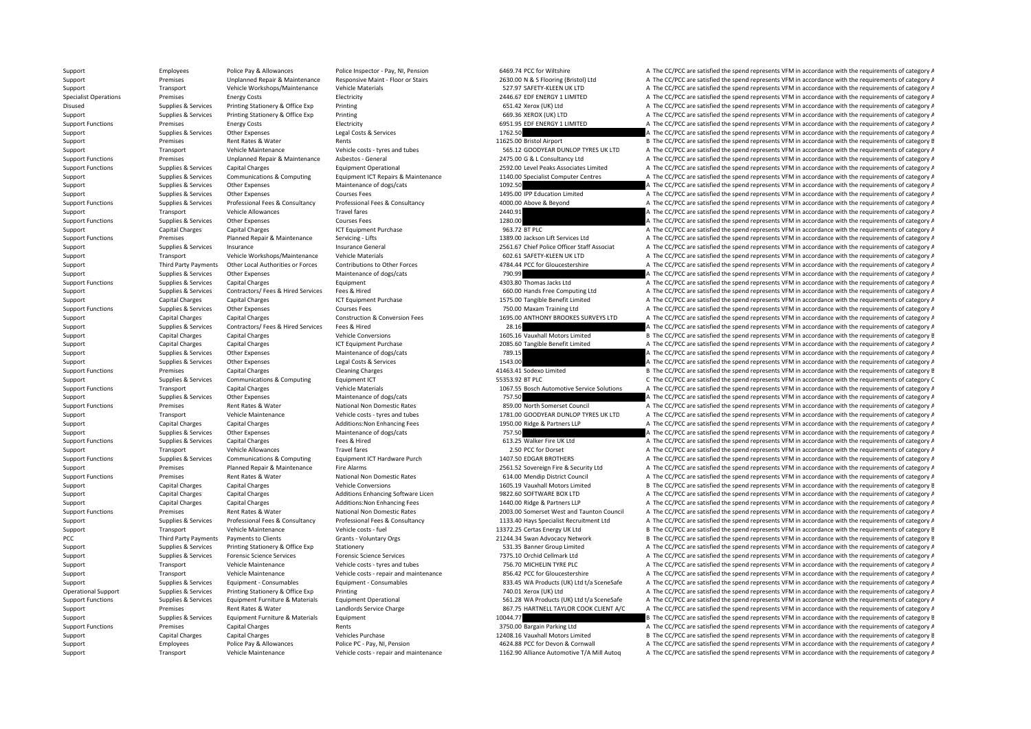| Support | Employees | Police Pay & Allowances | Police Inspector - Pay, NI, Pension | 6469.74 | PCC for Wiltshire | A | The CC/PCC are satisfied the spend represents VFM in accordance with the requirements of category A |
|---|---|---|---|---|---|---|---|
| Support | Premises | Unplanned Repair & Maintenance | Responsive Maint - Floor or Stairs | 2630.00 | N & S Flooring (Bristol) Ltd | A | The CC/PCC are satisfied the spend represents VFM in accordance with the requirements of category A |
| Support | Transport | Vehicle Workshops/Maintenance | Vehicle Materials | 527.97 | SAFETY-KLEEN UK LTD | A | The CC/PCC are satisfied the spend represents VFM in accordance with the requirements of category A |
| Specialist Operations | Premises | Energy Costs | Electricity | 2446.67 | EDF ENERGY 1 LIMITED | A | The CC/PCC are satisfied the spend represents VFM in accordance with the requirements of category A |
| Disused | Supplies & Services | Printing Stationery & Office Exp | Printing | 651.42 | Xerox (UK) Ltd | A | The CC/PCC are satisfied the spend represents VFM in accordance with the requirements of category A |
| Support | Supplies & Services | Printing Stationery & Office Exp | Printing | 669.36 | XEROX (UK) LTD | A | The CC/PCC are satisfied the spend represents VFM in accordance with the requirements of category A |
| Support Functions | Premises | Energy Costs | Electricity | 6951.95 | EDF ENERGY 1 LIMITED | A | The CC/PCC are satisfied the spend represents VFM in accordance with the requirements of category A |
| Support | Supplies & Services | Other Expenses | Legal Costs & Services | 1762.50 | | A | The CC/PCC are satisfied the spend represents VFM in accordance with the requirements of category A |
| Support | Premises | Rent Rates & Water | Rents | 11625.00 | Bristol Airport | B | The CC/PCC are satisfied the spend represents VFM in accordance with the requirements of category B |
| Support | Transport | Vehicle Maintenance | Vehicle costs - tyres and tubes | 565.12 | GOODYEAR DUNLOP TYRES UK LTD | A | The CC/PCC are satisfied the spend represents VFM in accordance with the requirements of category A |
| Support Functions | Premises | Unplanned Repair & Maintenance | Asbestos - General | 2475.00 | G & L Consultancy Ltd | A | The CC/PCC are satisfied the spend represents VFM in accordance with the requirements of category A |
| Support Functions | Supplies & Services | Capital Charges | Equipment Operational | 2592.00 | Level Peaks Associates Limited | A | The CC/PCC are satisfied the spend represents VFM in accordance with the requirements of category A |
| Support | Supplies & Services | Communications & Computing | Equipment ICT Repairs & Maintenance | 1140.00 | Specialist Computer Centres | A | The CC/PCC are satisfied the spend represents VFM in accordance with the requirements of category A |
| Support | Supplies & Services | Other Expenses | Maintenance of dogs/cats | 1092.50 | | A | The CC/PCC are satisfied the spend represents VFM in accordance with the requirements of category A |
| Support | Supplies & Services | Other Expenses | Courses Fees | 1495.00 | IPP Education Limited | A | The CC/PCC are satisfied the spend represents VFM in accordance with the requirements of category A |
| Support Functions | Supplies & Services | Professional Fees & Consultancy | Professional Fees & Consultancy | 4000.00 | Above & Beyond | A | The CC/PCC are satisfied the spend represents VFM in accordance with the requirements of category A |
| Support | Transport | Vehicle Allowances | Travel fares | 2440.91 | | A | The CC/PCC are satisfied the spend represents VFM in accordance with the requirements of category A |
| Support Functions | Supplies & Services | Other Expenses | Courses Fees | 1280.00 | | A | The CC/PCC are satisfied the spend represents VFM in accordance with the requirements of category A |
| Support | Capital Charges | Capital Charges | ICT Equipment Purchase | 963.72 | BT PLC | A | The CC/PCC are satisfied the spend represents VFM in accordance with the requirements of category A |
| Support Functions | Premises | Planned Repair & Maintenance | Servicing - Lifts | 1389.00 | Jackson Lift Services Ltd | A | The CC/PCC are satisfied the spend represents VFM in accordance with the requirements of category A |
| Support | Supplies & Services | Insurance | Insurance General | 2561.67 | Chief Police Officer Staff Associat | A | The CC/PCC are satisfied the spend represents VFM in accordance with the requirements of category A |
| Support | Transport | Vehicle Workshops/Maintenance | Vehicle Materials | 602.61 | SAFETY-KLEEN UK LTD | A | The CC/PCC are satisfied the spend represents VFM in accordance with the requirements of category A |
| Support | Third Party Payments | Other Local Authorities or Forces | Contributions to Other Forces | 4784.44 | PCC for Gloucestershire | A | The CC/PCC are satisfied the spend represents VFM in accordance with the requirements of category A |
| Support | Supplies & Services | Other Expenses | Maintenance of dogs/cats | 790.99 | | A | The CC/PCC are satisfied the spend represents VFM in accordance with the requirements of category A |
| Support Functions | Supplies & Services | Capital Charges | Equipment | 4303.80 | Thomas Jacks Ltd | A | The CC/PCC are satisfied the spend represents VFM in accordance with the requirements of category A |
| Support | Supplies & Services | Contractors/ Fees & Hired Services | Fees & Hired | 660.00 | Hands Free Computing Ltd | A | The CC/PCC are satisfied the spend represents VFM in accordance with the requirements of category A |
| Support | Capital Charges | Capital Charges | ICT Equipment Purchase | 1575.00 | Tangible Benefit Limited | A | The CC/PCC are satisfied the spend represents VFM in accordance with the requirements of category A |
| Support Functions | Supplies & Services | Other Expenses | Courses Fees | 750.00 | Maxam Training Ltd | A | The CC/PCC are satisfied the spend represents VFM in accordance with the requirements of category A |
| Support | Capital Charges | Capital Charges | Construction & Conversion Fees | 1695.00 | ANTHONY BROOKES SURVEYS LTD | A | The CC/PCC are satisfied the spend represents VFM in accordance with the requirements of category A |
| Support | Supplies & Services | Contractors/ Fees & Hired Services | Fees & Hired | 28.16 | | A | The CC/PCC are satisfied the spend represents VFM in accordance with the requirements of category A |
| Support | Capital Charges | Capital Charges | Vehicle Conversions | 1605.16 | Vauxhall Motors Limited | B | The CC/PCC are satisfied the spend represents VFM in accordance with the requirements of category B |
| Support | Capital Charges | Capital Charges | ICT Equipment Purchase | 2085.60 | Tangible Benefit Limited | A | The CC/PCC are satisfied the spend represents VFM in accordance with the requirements of category A |
| Support | Supplies & Services | Other Expenses | Maintenance of dogs/cats | 789.15 | | A | The CC/PCC are satisfied the spend represents VFM in accordance with the requirements of category A |
| Support | Supplies & Services | Other Expenses | Legal Costs & Services | 1543.00 | | A | The CC/PCC are satisfied the spend represents VFM in accordance with the requirements of category A |
| Support Functions | Premises | Capital Charges | Cleaning Charges | 41463.41 | Sodexo Limited | B | The CC/PCC are satisfied the spend represents VFM in accordance with the requirements of category B |
| Support | Supplies & Services | Communications & Computing | Equipment ICT | 55353.92 | BT PLC | C | The CC/PCC are satisfied the spend represents VFM in accordance with the requirements of category C |
| Support Functions | Transport | Capital Charges | Vehicle Materials | 1067.55 | Bosch Automotive Service Solutions | A | The CC/PCC are satisfied the spend represents VFM in accordance with the requirements of category A |
| Support | Supplies & Services | Other Expenses | Maintenance of dogs/cats | 757.50 | | A | The CC/PCC are satisfied the spend represents VFM in accordance with the requirements of category A |
| Support Functions | Premises | Rent Rates & Water | National Non Domestic Rates | 859.00 | North Somerset Council | A | The CC/PCC are satisfied the spend represents VFM in accordance with the requirements of category A |
| Support | Transport | Vehicle Maintenance | Vehicle costs - tyres and tubes | 1781.00 | GOODYEAR DUNLOP TYRES UK LTD | A | The CC/PCC are satisfied the spend represents VFM in accordance with the requirements of category A |
| Support | Capital Charges | Capital Charges | Additions:Non Enhancing Fees | 1950.00 | Ridge & Partners LLP | A | The CC/PCC are satisfied the spend represents VFM in accordance with the requirements of category A |
| Support | Supplies & Services | Other Expenses | Maintenance of dogs/cats | 757.50 | | A | The CC/PCC are satisfied the spend represents VFM in accordance with the requirements of category A |
| Support Functions | Supplies & Services | Capital Charges | Fees & Hired | 613.25 | Walker Fire UK Ltd | A | The CC/PCC are satisfied the spend represents VFM in accordance with the requirements of category A |
| Support | Transport | Vehicle Allowances | Travel fares | 2.50 | PCC for Dorset | A | The CC/PCC are satisfied the spend represents VFM in accordance with the requirements of category A |
| Support Functions | Supplies & Services | Communications & Computing | Equipment ICT Hardware Purch | 1407.50 | EDGAR BROTHERS | A | The CC/PCC are satisfied the spend represents VFM in accordance with the requirements of category A |
| Support | Premises | Planned Repair & Maintenance | Fire Alarms | 2561.52 | Sovereign Fire & Security Ltd | A | The CC/PCC are satisfied the spend represents VFM in accordance with the requirements of category A |
| Support Functions | Premises | Rent Rates & Water | National Non Domestic Rates | 614.00 | Mendip District Council | A | The CC/PCC are satisfied the spend represents VFM in accordance with the requirements of category A |
| Support | Capital Charges | Capital Charges | Vehicle Conversions | 1605.19 | Vauxhall Motors Limited | B | The CC/PCC are satisfied the spend represents VFM in accordance with the requirements of category B |
| Support | Capital Charges | Capital Charges | Additions Enhancing Software Licen | 9822.60 | SOFTWARE BOX LTD | A | The CC/PCC are satisfied the spend represents VFM in accordance with the requirements of category A |
| Support | Capital Charges | Capital Charges | Additions:Non Enhancing Fees | 1440.00 | Ridge & Partners LLP | A | The CC/PCC are satisfied the spend represents VFM in accordance with the requirements of category A |
| Support Functions | Premises | Rent Rates & Water | National Non Domestic Rates | 2003.00 | Somerset West and Taunton Council | A | The CC/PCC are satisfied the spend represents VFM in accordance with the requirements of category A |
| Support | Supplies & Services | Professional Fees & Consultancy | Professional Fees & Consultancy | 1133.40 | Hays Specialist Recruitment Ltd | A | The CC/PCC are satisfied the spend represents VFM in accordance with the requirements of category A |
| Support | Transport | Vehicle Maintenance | Vehicle costs - fuel | 13372.25 | Certas Energy UK Ltd | B | The CC/PCC are satisfied the spend represents VFM in accordance with the requirements of category B |
| PCC | Third Party Payments | Payments to Clients | Grants - Voluntary Orgs | 21244.34 | Swan Advocacy Network | B | The CC/PCC are satisfied the spend represents VFM in accordance with the requirements of category B |
| Support | Supplies & Services | Printing Stationery & Office Exp | Stationery | 531.35 | Banner Group Limited | A | The CC/PCC are satisfied the spend represents VFM in accordance with the requirements of category A |
| Support | Supplies & Services | Forensic Science Services | Forensic Science Services | 7375.10 | Orchid Cellmark Ltd | A | The CC/PCC are satisfied the spend represents VFM in accordance with the requirements of category A |
| Support | Transport | Vehicle Maintenance | Vehicle costs - tyres and tubes | 756.70 | MICHELIN TYRE PLC | A | The CC/PCC are satisfied the spend represents VFM in accordance with the requirements of category A |
| Support | Transport | Vehicle Maintenance | Vehicle costs - repair and maintenance | 856.42 | PCC for Gloucestershire | A | The CC/PCC are satisfied the spend represents VFM in accordance with the requirements of category A |
| Support | Supplies & Services | Equipment - Consumables | Equipment - Consumables | 833.45 | WA Products (UK) Ltd t/a SceneSafe | A | The CC/PCC are satisfied the spend represents VFM in accordance with the requirements of category A |
| Operational Support | Supplies & Services | Printing Stationery & Office Exp | Printing | 740.01 | Xerox (UK) Ltd | A | The CC/PCC are satisfied the spend represents VFM in accordance with the requirements of category A |
| Support Functions | Supplies & Services | Equipment Furniture & Materials | Equipment Operational | 561.28 | WA Products (UK) Ltd t/a SceneSafe | A | The CC/PCC are satisfied the spend represents VFM in accordance with the requirements of category A |
| Support | Premises | Rent Rates & Water | Landlords Service Charge | 867.75 | HARTNELL TAYLOR COOK CLIENT A/C | A | The CC/PCC are satisfied the spend represents VFM in accordance with the requirements of category A |
| Support | Supplies & Services | Equipment Furniture & Materials | Equipment | 10044.77 | | B | The CC/PCC are satisfied the spend represents VFM in accordance with the requirements of category B |
| Support Functions | Premises | Capital Charges | Rents | 3750.00 | Bargain Parking Ltd | A | The CC/PCC are satisfied the spend represents VFM in accordance with the requirements of category A |
| Support | Capital Charges | Capital Charges | Vehicles Purchase | 12408.16 | Vauxhall Motors Limited | B | The CC/PCC are satisfied the spend represents VFM in accordance with the requirements of category B |
| Support | Employees | Police Pay & Allowances | Police PC - Pay, NI, Pension | 4624.88 | PCC for Devon & Cornwall | A | The CC/PCC are satisfied the spend represents VFM in accordance with the requirements of category A |
| Support | Transport | Vehicle Maintenance | Vehicle costs - repair and maintenance | 1162.90 | Alliance Automotive T/A Mill Autoq | A | The CC/PCC are satisfied the spend represents VFM in accordance with the requirements of category A |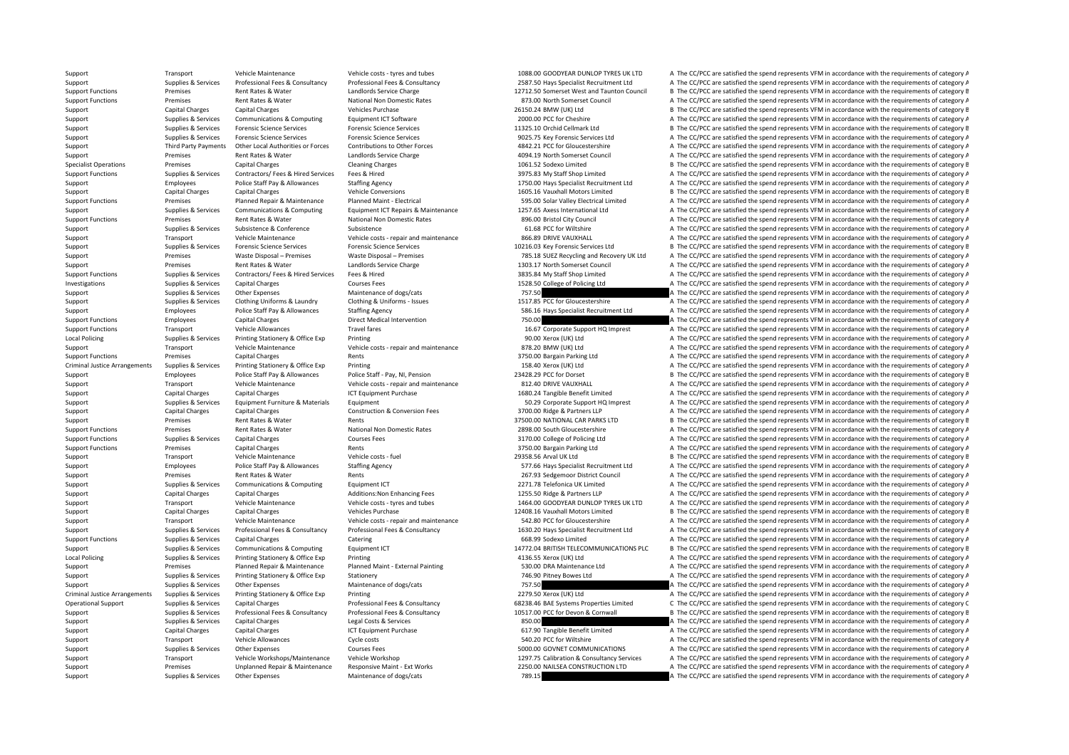| | | | | | | |
|---|---|---|---|---|---|---|
| Support | Transport | Vehicle Maintenance | Vehicle costs - tyres and tubes | 1088.00 | GOODYEAR DUNLOP TYRES UK LTD | A The CC/PCC are satisfied the spend represents VFM in accordance with the requirements of category A |
| Support | Supplies & Services | Professional Fees & Consultancy | Professional Fees & Consultancy | 2587.50 | Hays Specialist Recruitment Ltd | A The CC/PCC are satisfied the spend represents VFM in accordance with the requirements of category A |
| Support Functions | Premises | Rent Rates & Water | Landlords Service Charge | 12712.50 | Somerset West and Taunton Council | B The CC/PCC are satisfied the spend represents VFM in accordance with the requirements of category B |
| Support Functions | Premises | Rent Rates & Water | National Non Domestic Rates | 873.00 | North Somerset Council | A The CC/PCC are satisfied the spend represents VFM in accordance with the requirements of category A |
| Support | Capital Charges | Capital Charges | Vehicles Purchase | 26150.24 | BMW (UK) Ltd | B The CC/PCC are satisfied the spend represents VFM in accordance with the requirements of category B |
| Support | Supplies & Services | Communications & Computing | Equipment ICT Software | 2000.00 | PCC for Cheshire | A The CC/PCC are satisfied the spend represents VFM in accordance with the requirements of category A |
| Support | Supplies & Services | Forensic Science Services | Forensic Science Services | 11325.10 | Orchid Cellmark Ltd | B The CC/PCC are satisfied the spend represents VFM in accordance with the requirements of category B |
| Support | Supplies & Services | Forensic Science Services | Forensic Science Services | 9025.75 | Key Forensic Services Ltd | A The CC/PCC are satisfied the spend represents VFM in accordance with the requirements of category A |
| Support | Third Party Payments | Other Local Authorities or Forces | Contributions to Other Forces | 4842.21 | PCC for Gloucestershire | A The CC/PCC are satisfied the spend represents VFM in accordance with the requirements of category A |
| Support | Premises | Rent Rates & Water | Landlords Service Charge | 4094.19 | North Somerset Council | A The CC/PCC are satisfied the spend represents VFM in accordance with the requirements of category A |
| Specialist Operations | Premises | Capital Charges | Cleaning Charges | 1061.52 | Sodexo Limited | B The CC/PCC are satisfied the spend represents VFM in accordance with the requirements of category B |
| Support Functions | Supplies & Services | Contractors/ Fees & Hired Services | Fees & Hired | 3975.83 | My Staff Shop Limited | A The CC/PCC are satisfied the spend represents VFM in accordance with the requirements of category A |
| Support | Employees | Police Staff Pay & Allowances | Staffing Agency | 1750.00 | Hays Specialist Recruitment Ltd | A The CC/PCC are satisfied the spend represents VFM in accordance with the requirements of category A |
| Support | Capital Charges | Capital Charges | Vehicle Conversions | 1605.16 | Vauxhall Motors Limited | B The CC/PCC are satisfied the spend represents VFM in accordance with the requirements of category B |
| Support Functions | Premises | Planned Repair & Maintenance | Planned Maint - Electrical | 595.00 | Solar Valley Electrical Limited | A The CC/PCC are satisfied the spend represents VFM in accordance with the requirements of category A |
| Support | Supplies & Services | Communications & Computing | Equipment ICT Repairs & Maintenance | 1257.65 | Axess International Ltd | A The CC/PCC are satisfied the spend represents VFM in accordance with the requirements of category A |
| Support Functions | Premises | Rent Rates & Water | National Non Domestic Rates | 896.00 | Bristol City Council | A The CC/PCC are satisfied the spend represents VFM in accordance with the requirements of category A |
| Support | Supplies & Services | Subsistence & Conference | Subsistence | 61.68 | PCC for Wiltshire | A The CC/PCC are satisfied the spend represents VFM in accordance with the requirements of category A |
| Support | Transport | Vehicle Maintenance | Vehicle costs - repair and maintenance | 866.89 | DRIVE VAUXHALL | A The CC/PCC are satisfied the spend represents VFM in accordance with the requirements of category A |
| Support | Supplies & Services | Forensic Science Services | Forensic Science Services | 10216.03 | Key Forensic Services Ltd | B The CC/PCC are satisfied the spend represents VFM in accordance with the requirements of category B |
| Support | Premises | Waste Disposal – Premises | Waste Disposal – Premises | 785.18 | SUEZ Recycling and Recovery UK Ltd | A The CC/PCC are satisfied the spend represents VFM in accordance with the requirements of category A |
| Support | Premises | Rent Rates & Water | Landlords Service Charge | 1303.17 | North Somerset Council | A The CC/PCC are satisfied the spend represents VFM in accordance with the requirements of category A |
| Support Functions | Supplies & Services | Contractors/ Fees & Hired Services | Fees & Hired | 3835.84 | My Staff Shop Limited | A The CC/PCC are satisfied the spend represents VFM in accordance with the requirements of category A |
| Investigations | Supplies & Services | Capital Charges | Courses Fees | 1528.50 | College of Policing Ltd | A The CC/PCC are satisfied the spend represents VFM in accordance with the requirements of category A |
| Support | Supplies & Services | Other Expenses | Maintenance of dogs/cats | 757.50 | | A The CC/PCC are satisfied the spend represents VFM in accordance with the requirements of category A |
| Support | Supplies & Services | Clothing Uniforms & Laundry | Clothing & Uniforms - Issues | 1517.85 | PCC for Gloucestershire | A The CC/PCC are satisfied the spend represents VFM in accordance with the requirements of category A |
| Support | Employees | Police Staff Pay & Allowances | Staffing Agency | 586.16 | Hays Specialist Recruitment Ltd | A The CC/PCC are satisfied the spend represents VFM in accordance with the requirements of category A |
| Support Functions | Employees | Capital Charges | Direct Medical Intervention | 750.00 | | A The CC/PCC are satisfied the spend represents VFM in accordance with the requirements of category A |
| Support Functions | Transport | Vehicle Allowances | Travel fares | 16.67 | Corporate Support HQ Imprest | A The CC/PCC are satisfied the spend represents VFM in accordance with the requirements of category A |
| Local Policing | Supplies & Services | Printing Stationery & Office Exp | Printing | 90.00 | Xerox (UK) Ltd | A The CC/PCC are satisfied the spend represents VFM in accordance with the requirements of category A |
| Support | Transport | Vehicle Maintenance | Vehicle costs - repair and maintenance | 878.20 | BMW (UK) Ltd | A The CC/PCC are satisfied the spend represents VFM in accordance with the requirements of category A |
| Support Functions | Premises | Capital Charges | Rents | 3750.00 | Bargain Parking Ltd | A The CC/PCC are satisfied the spend represents VFM in accordance with the requirements of category A |
| Criminal Justice Arrangements | Supplies & Services | Printing Stationery & Office Exp | Printing | 158.40 | Xerox (UK) Ltd | A The CC/PCC are satisfied the spend represents VFM in accordance with the requirements of category A |
| Support | Employees | Police Staff Pay & Allowances | Police Staff - Pay, NI, Pension | 23428.29 | PCC for Dorset | B The CC/PCC are satisfied the spend represents VFM in accordance with the requirements of category B |
| Support | Transport | Vehicle Maintenance | Vehicle costs - repair and maintenance | 812.40 | DRIVE VAUXHALL | A The CC/PCC are satisfied the spend represents VFM in accordance with the requirements of category A |
| Support | Capital Charges | Capital Charges | ICT Equipment Purchase | 1680.24 | Tangible Benefit Limited | A The CC/PCC are satisfied the spend represents VFM in accordance with the requirements of category A |
| Support | Supplies & Services | Equipment Furniture & Materials | Equipment | 50.29 | Corporate Support HQ Imprest | A The CC/PCC are satisfied the spend represents VFM in accordance with the requirements of category A |
| Support | Capital Charges | Capital Charges | Construction & Conversion Fees | 3700.00 | Ridge & Partners LLP | A The CC/PCC are satisfied the spend represents VFM in accordance with the requirements of category A |
| Support | Premises | Rent Rates & Water | Rents | 37500.00 | NATIONAL CAR PARKS LTD | B The CC/PCC are satisfied the spend represents VFM in accordance with the requirements of category B |
| Support Functions | Premises | Rent Rates & Water | National Non Domestic Rates | 2898.00 | South Gloucestershire | A The CC/PCC are satisfied the spend represents VFM in accordance with the requirements of category A |
| Support Functions | Supplies & Services | Capital Charges | Courses Fees | 3170.00 | College of Policing Ltd | A The CC/PCC are satisfied the spend represents VFM in accordance with the requirements of category A |
| Support Functions | Premises | Capital Charges | Rents | 3750.00 | Bargain Parking Ltd | A The CC/PCC are satisfied the spend represents VFM in accordance with the requirements of category A |
| Support | Transport | Vehicle Maintenance | Vehicle costs - fuel | 29358.56 | Arval UK Ltd | B The CC/PCC are satisfied the spend represents VFM in accordance with the requirements of category B |
| Support | Employees | Police Staff Pay & Allowances | Staffing Agency | 577.66 | Hays Specialist Recruitment Ltd | A The CC/PCC are satisfied the spend represents VFM in accordance with the requirements of category A |
| Support | Premises | Rent Rates & Water | Rents | 267.93 | Sedgemoor District Council | A The CC/PCC are satisfied the spend represents VFM in accordance with the requirements of category A |
| Support | Supplies & Services | Communications & Computing | Equipment ICT | 2271.78 | Telefonica UK Limited | A The CC/PCC are satisfied the spend represents VFM in accordance with the requirements of category A |
| Support | Capital Charges | Capital Charges | Additions:Non Enhancing Fees | 1255.50 | Ridge & Partners LLP | A The CC/PCC are satisfied the spend represents VFM in accordance with the requirements of category A |
| Support | Transport | Vehicle Maintenance | Vehicle costs - tyres and tubes | 1464.00 | GOODYEAR DUNLOP TYRES UK LTD | A The CC/PCC are satisfied the spend represents VFM in accordance with the requirements of category A |
| Support | Capital Charges | Capital Charges | Vehicles Purchase | 12408.16 | Vauxhall Motors Limited | B The CC/PCC are satisfied the spend represents VFM in accordance with the requirements of category B |
| Support | Transport | Vehicle Maintenance | Vehicle costs - repair and maintenance | 542.80 | PCC for Gloucestershire | A The CC/PCC are satisfied the spend represents VFM in accordance with the requirements of category A |
| Support | Supplies & Services | Professional Fees & Consultancy | Professional Fees & Consultancy | 1630.20 | Hays Specialist Recruitment Ltd | A The CC/PCC are satisfied the spend represents VFM in accordance with the requirements of category A |
| Support Functions | Supplies & Services | Capital Charges | Catering | 668.99 | Sodexo Limited | A The CC/PCC are satisfied the spend represents VFM in accordance with the requirements of category A |
| Support | Supplies & Services | Communications & Computing | Equipment ICT | 14772.04 | BRITISH TELECOMMUNICATIONS PLC | B The CC/PCC are satisfied the spend represents VFM in accordance with the requirements of category B |
| Local Policing | Supplies & Services | Printing Stationery & Office Exp | Printing | 4136.55 | Xerox (UK) Ltd | A The CC/PCC are satisfied the spend represents VFM in accordance with the requirements of category A |
| Support | Premises | Planned Repair & Maintenance | Planned Maint - External Painting | 530.00 | DRA Maintenance Ltd | A The CC/PCC are satisfied the spend represents VFM in accordance with the requirements of category A |
| Support | Supplies & Services | Printing Stationery & Office Exp | Stationery | 746.90 | Pitney Bowes Ltd | A The CC/PCC are satisfied the spend represents VFM in accordance with the requirements of category A |
| Support | Supplies & Services | Other Expenses | Maintenance of dogs/cats | 757.50 | | A The CC/PCC are satisfied the spend represents VFM in accordance with the requirements of category A |
| Criminal Justice Arrangements | Supplies & Services | Printing Stationery & Office Exp | Printing | 2279.50 | Xerox (UK) Ltd | A The CC/PCC are satisfied the spend represents VFM in accordance with the requirements of category A |
| Operational Support | Supplies & Services | Capital Charges | Professional Fees & Consultancy | 68238.46 | BAE Systems Properties Limited | C The CC/PCC are satisfied the spend represents VFM in accordance with the requirements of category C |
| Support | Supplies & Services | Professional Fees & Consultancy | Professional Fees & Consultancy | 10517.00 | PCC for Devon & Cornwall | B The CC/PCC are satisfied the spend represents VFM in accordance with the requirements of category B |
| Support | Supplies & Services | Capital Charges | Legal Costs & Services | 850.00 | | A The CC/PCC are satisfied the spend represents VFM in accordance with the requirements of category A |
| Support | Capital Charges | Capital Charges | ICT Equipment Purchase | 617.90 | Tangible Benefit Limited | A The CC/PCC are satisfied the spend represents VFM in accordance with the requirements of category A |
| Support | Transport | Vehicle Allowances | Cycle costs | 540.20 | PCC for Wiltshire | A The CC/PCC are satisfied the spend represents VFM in accordance with the requirements of category A |
| Support | Supplies & Services | Other Expenses | Courses Fees | 5000.00 | GOVNET COMMUNICATIONS | A The CC/PCC are satisfied the spend represents VFM in accordance with the requirements of category A |
| Support | Transport | Vehicle Workshops/Maintenance | Vehicle Workshop | 1297.75 | Calibration & Consultancy Services | A The CC/PCC are satisfied the spend represents VFM in accordance with the requirements of category A |
| Support | Premises | Unplanned Repair & Maintenance | Responsive Maint - Ext Works | 2250.00 | NAILSEA CONSTRUCTION LTD | A The CC/PCC are satisfied the spend represents VFM in accordance with the requirements of category A |
| Support | Supplies & Services | Other Expenses | Maintenance of dogs/cats | 789.15 | | A The CC/PCC are satisfied the spend represents VFM in accordance with the requirements of category A |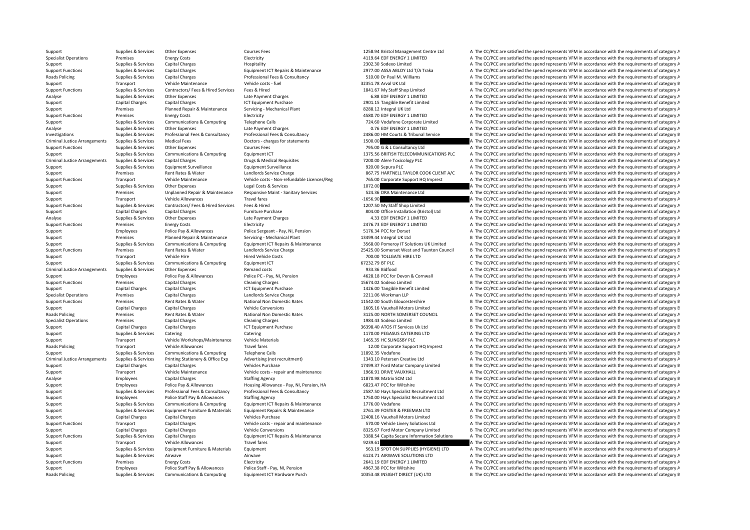| | | | | | | |
|---|---|---|---|---|---|---|
| Support | Supplies & Services | Other Expenses | Courses Fees | 1258.94 | Bristol Management Centre Ltd | A The CC/PCC are satisfied the spend represents VFM in accordance with the requirements of category A |
| Specialist Operations | Premises | Energy Costs | Electricity | 4119.64 | EDF ENERGY 1 LIMITED | A The CC/PCC are satisfied the spend represents VFM in accordance with the requirements of category A |
| Support | Supplies & Services | Capital Charges | Hospitality | 2302.30 | Sodexo Limited | A The CC/PCC are satisfied the spend represents VFM in accordance with the requirements of category A |
| Support Functions | Supplies & Services | Capital Charges | Equipment ICT Repairs & Maintenance | 2977.00 | ASSA ABLOY Ltd T/A Traka | A The CC/PCC are satisfied the spend represents VFM in accordance with the requirements of category A |
| Roads Policing | Supplies & Services | Capital Charges | Professional Fees & Consultancy | 510.00 | Dr Paul M. Williams | A The CC/PCC are satisfied the spend represents VFM in accordance with the requirements of category A |
| Support | Transport | Vehicle Maintenance | Vehicle costs - fuel | 32351.78 | Arval UK Ltd | B The CC/PCC are satisfied the spend represents VFM in accordance with the requirements of category B |
| Support Functions | Supplies & Services | Contractors/ Fees & Hired Services | Fees & Hired | 1841.67 | My Staff Shop Limited | A The CC/PCC are satisfied the spend represents VFM in accordance with the requirements of category A |
| Analyse | Supplies & Services | Other Expenses | Late Payment Charges | 6.88 | EDF ENERGY 1 LIMITED | A The CC/PCC are satisfied the spend represents VFM in accordance with the requirements of category A |
| Support | Capital Charges | Capital Charges | ICT Equipment Purchase | 2901.15 | Tangible Benefit Limited | A The CC/PCC are satisfied the spend represents VFM in accordance with the requirements of category A |
| Support | Premises | Planned Repair & Maintenance | Servicing - Mechanical Plant | 8288.12 | Integral UK Ltd | A The CC/PCC are satisfied the spend represents VFM in accordance with the requirements of category A |
| Support Functions | Premises | Energy Costs | Electricity | 4580.70 | EDF ENERGY 1 LIMITED | A The CC/PCC are satisfied the spend represents VFM in accordance with the requirements of category A |
| Support | Supplies & Services | Communications & Computing | Telephone Calls | 724.60 | Vodafone Corporate Limited | A The CC/PCC are satisfied the spend represents VFM in accordance with the requirements of category A |
| Analyse | Supplies & Services | Other Expenses | Late Payment Charges | 0.76 | EDF ENERGY 1 LIMITED | A The CC/PCC are satisfied the spend represents VFM in accordance with the requirements of category A |
| Investigations | Supplies & Services | Professional Fees & Consultancy | Professional Fees & Consultancy | 2486.00 | HM Courts & Tribunal Service | B The CC/PCC are satisfied the spend represents VFM in accordance with the requirements of category B |
| Criminal Justice Arrangements | Supplies & Services | Medical Fees | Doctors - charges for statements | 1500.00 | | A The CC/PCC are satisfied the spend represents VFM in accordance with the requirements of category A |
| Support Functions | Supplies & Services | Other Expenses | Courses Fees | 795.00 | G & L Consultancy Ltd | A The CC/PCC are satisfied the spend represents VFM in accordance with the requirements of category A |
| Support | Supplies & Services | Communications & Computing | Equipment ICT | 1375.56 | BRITISH TELECOMMUNICATIONS PLC | A The CC/PCC are satisfied the spend represents VFM in accordance with the requirements of category A |
| Criminal Justice Arrangements | Supplies & Services | Capital Charges | Drugs & Medical Requisites | 7200.00 | Alere Toxicology PLC | A The CC/PCC are satisfied the spend represents VFM in accordance with the requirements of category A |
| Support | Supplies & Services | Equipment Surveillance | Equipment Surveillance | 920.00 | Sepura PLC | A The CC/PCC are satisfied the spend represents VFM in accordance with the requirements of category A |
| Support | Premises | Rent Rates & Water | Landlords Service Charge | 867.75 | HARTNELL TAYLOR COOK CLIENT A/C | A The CC/PCC are satisfied the spend represents VFM in accordance with the requirements of category A |
| Support Functions | Transport | Vehicle Maintenance | Vehicle costs - Non-refundable Licences/Reg | 765.00 | Corporate Support HQ Imprest | A The CC/PCC are satisfied the spend represents VFM in accordance with the requirements of category A |
| Support | Supplies & Services | Other Expenses | Legal Costs & Services | 1072.00 | | A The CC/PCC are satisfied the spend represents VFM in accordance with the requirements of category A |
| Support | Premises | Unplanned Repair & Maintenance | Responsive Maint - Sanitary Services | 524.36 | DRA Maintenance Ltd | A The CC/PCC are satisfied the spend represents VFM in accordance with the requirements of category A |
| Support | Transport | Vehicle Allowances | Travel fares | -1656.90 | | A The CC/PCC are satisfied the spend represents VFM in accordance with the requirements of category A |
| Support Functions | Supplies & Services | Contractors/ Fees & Hired Services | Fees & Hired | 1207.50 | My Staff Shop Limited | A The CC/PCC are satisfied the spend represents VFM in accordance with the requirements of category A |
| Support | Capital Charges | Capital Charges | Furniture Purchase | 804.00 | Office Installation (Bristol) Ltd | A The CC/PCC are satisfied the spend represents VFM in accordance with the requirements of category A |
| Analyse | Supplies & Services | Other Expenses | Late Payment Charges | 4.33 | EDF ENERGY 1 LIMITED | A The CC/PCC are satisfied the spend represents VFM in accordance with the requirements of category A |
| Support Functions | Premises | Energy Costs | Electricity | 2476.73 | EDF ENERGY 1 LIMITED | A The CC/PCC are satisfied the spend represents VFM in accordance with the requirements of category A |
| Support | Employees | Police Pay & Allowances | Police Sergeant - Pay, NI, Pension | 5176.34 | PCC for Dorset | A The CC/PCC are satisfied the spend represents VFM in accordance with the requirements of category A |
| Support | Premises | Planned Repair & Maintenance | Servicing - Mechanical Plant | 13499.44 | Integral UK Ltd | B The CC/PCC are satisfied the spend represents VFM in accordance with the requirements of category B |
| Support | Supplies & Services | Communications & Computing | Equipment ICT Repairs & Maintenance | 3568.00 | Pomeroy IT Solutions UK Limited | A The CC/PCC are satisfied the spend represents VFM in accordance with the requirements of category A |
| Support Functions | Premises | Rent Rates & Water | Landlords Service Charge | 25425.00 | Somerset West and Taunton Council | B The CC/PCC are satisfied the spend represents VFM in accordance with the requirements of category B |
| Support | Transport | Vehicle Hire | Hired Vehicle Costs | 700.00 | TOLLGATE HIRE LTD | A The CC/PCC are satisfied the spend represents VFM in accordance with the requirements of category A |
| Support | Supplies & Services | Communications & Computing | Equipment ICT | 67232.79 | BT PLC | C The CC/PCC are satisfied the spend represents VFM in accordance with the requirements of category C |
| Criminal Justice Arrangements | Supplies & Services | Other Expenses | Remand costs | 933.36 | Bidfood | A The CC/PCC are satisfied the spend represents VFM in accordance with the requirements of category A |
| Support | Employees | Police Pay & Allowances | Police PC - Pay, NI, Pension | 4628.18 | PCC for Devon & Cornwall | A The CC/PCC are satisfied the spend represents VFM in accordance with the requirements of category A |
| Support Functions | Premises | Capital Charges | Cleaning Charges | 15674.02 | Sodexo Limited | B The CC/PCC are satisfied the spend represents VFM in accordance with the requirements of category B |
| Support | Capital Charges | Capital Charges | ICT Equipment Purchase | 1426.00 | Tangible Benefit Limited | A The CC/PCC are satisfied the spend represents VFM in accordance with the requirements of category A |
| Specialist Operations | Premises | Capital Charges | Landlords Service Charge | 2211.06 | Workman LLP | A The CC/PCC are satisfied the spend represents VFM in accordance with the requirements of category A |
| Support Functions | Premises | Rent Rates & Water | National Non Domestic Rates | 11542.00 | South Gloucestershire | B The CC/PCC are satisfied the spend represents VFM in accordance with the requirements of category B |
| Support | Capital Charges | Capital Charges | Vehicle Conversions | 1605.16 | Vauxhall Motors Limited | B The CC/PCC are satisfied the spend represents VFM in accordance with the requirements of category B |
| Roads Policing | Premises | Rent Rates & Water | National Non Domestic Rates | 3125.00 | NORTH SOMERSET COUNCIL | A The CC/PCC are satisfied the spend represents VFM in accordance with the requirements of category A |
| Specialist Operations | Premises | Capital Charges | Cleaning Charges | 1984.43 | Sodexo Limited | B The CC/PCC are satisfied the spend represents VFM in accordance with the requirements of category B |
| Support | Capital Charges | Capital Charges | ICT Equipment Purchase | 36398.40 | ATOS IT Services Uk Ltd | B The CC/PCC are satisfied the spend represents VFM in accordance with the requirements of category B |
| Support | Supplies & Services | Catering | Catering | 1170.00 | PEGASUS CATERING LTD | A The CC/PCC are satisfied the spend represents VFM in accordance with the requirements of category A |
| Support | Transport | Vehicle Workshops/Maintenance | Vehicle Materials | 1465.35 | HC SLINGSBY PLC | A The CC/PCC are satisfied the spend represents VFM in accordance with the requirements of category A |
| Roads Policing | Transport | Vehicle Allowances | Travel fares | 12.00 | Corporate Support HQ Imprest | A The CC/PCC are satisfied the spend represents VFM in accordance with the requirements of category A |
| Support | Supplies & Services | Communications & Computing | Telephone Calls | 11892.35 | Vodafone | B The CC/PCC are satisfied the spend represents VFM in accordance with the requirements of category B |
| Criminal Justice Arrangements | Supplies & Services | Printing Stationery & Office Exp | Advertising (not recruitment) | 1343.10 | Petersen Creative Ltd | A The CC/PCC are satisfied the spend represents VFM in accordance with the requirements of category A |
| Support | Capital Charges | Capital Charges | Vehicles Purchase | 17499.37 | Ford Motor Company Limited | B The CC/PCC are satisfied the spend represents VFM in accordance with the requirements of category B |
| Support | Transport | Vehicle Maintenance | Vehicle costs - repair and maintenance | 1966.91 | DRIVE VAUXHALL | A The CC/PCC are satisfied the spend represents VFM in accordance with the requirements of category A |
| Analyse | Employees | Capital Charges | Staffing Agency | 11870.98 | Matrix SCM Ltd | B The CC/PCC are satisfied the spend represents VFM in accordance with the requirements of category B |
| Support | Employees | Police Pay & Allowances | Housing Allowance - Pay, NI, Pension, HA | 6823.47 | PCC for Wiltshire | A The CC/PCC are satisfied the spend represents VFM in accordance with the requirements of category A |
| Support | Supplies & Services | Professional Fees & Consultancy | Professional Fees & Consultancy | 2587.50 | Hays Specialist Recruitment Ltd | A The CC/PCC are satisfied the spend represents VFM in accordance with the requirements of category A |
| Support | Employees | Police Staff Pay & Allowances | Staffing Agency | 1750.00 | Hays Specialist Recruitment Ltd | A The CC/PCC are satisfied the spend represents VFM in accordance with the requirements of category A |
| Support | Supplies & Services | Communications & Computing | Equipment ICT Repairs & Maintenance | 1776.00 | Vodafone | A The CC/PCC are satisfied the spend represents VFM in accordance with the requirements of category A |
| Support | Supplies & Services | Equipment Furniture & Materials | Equipment Repairs & Maintenance | 2761.39 | FOSTER & FREEMAN LTD | A The CC/PCC are satisfied the spend represents VFM in accordance with the requirements of category A |
| Support | Capital Charges | Capital Charges | Vehicles Purchase | 12408.16 | Vauxhall Motors Limited | B The CC/PCC are satisfied the spend represents VFM in accordance with the requirements of category B |
| Support Functions | Transport | Capital Charges | Vehicle costs - repair and maintenance | 570.00 | Vehicle Livery Solutions Ltd | A The CC/PCC are satisfied the spend represents VFM in accordance with the requirements of category A |
| Support | Capital Charges | Capital Charges | Vehicle Conversions | 8325.67 | Ford Motor Company Limited | B The CC/PCC are satisfied the spend represents VFM in accordance with the requirements of category B |
| Support Functions | Supplies & Services | Capital Charges | Equipment ICT Repairs & Maintenance | 3388.54 | Capita Secure Information Solutions | A The CC/PCC are satisfied the spend represents VFM in accordance with the requirements of category A |
| Support | Transport | Vehicle Allowances | Travel fares | 9239.61 | | A The CC/PCC are satisfied the spend represents VFM in accordance with the requirements of category A |
| Support | Supplies & Services | Equipment Furniture & Materials | Equipment | 563.19 | SPOT ON SUPPLIES (HYGIENE) LTD | A The CC/PCC are satisfied the spend represents VFM in accordance with the requirements of category A |
| Support | Supplies & Services | Airwave | Airwave | 6124.71 | AIRWAVE SOLUTIONS LTD | A The CC/PCC are satisfied the spend represents VFM in accordance with the requirements of category A |
| Support Functions | Premises | Energy Costs | Electricity | 2641.19 | EDF ENERGY 1 LIMITED | A The CC/PCC are satisfied the spend represents VFM in accordance with the requirements of category A |
| Support | Employees | Police Staff Pay & Allowances | Police Staff - Pay, NI, Pension | 4967.38 | PCC for Wiltshire | A The CC/PCC are satisfied the spend represents VFM in accordance with the requirements of category A |
| Roads Policing | Supplies & Services | Communications & Computing | Equipment ICT Hardware Purch | 10353.48 | INSIGHT DIRECT (UK) LTD | B The CC/PCC are satisfied the spend represents VFM in accordance with the requirements of category B |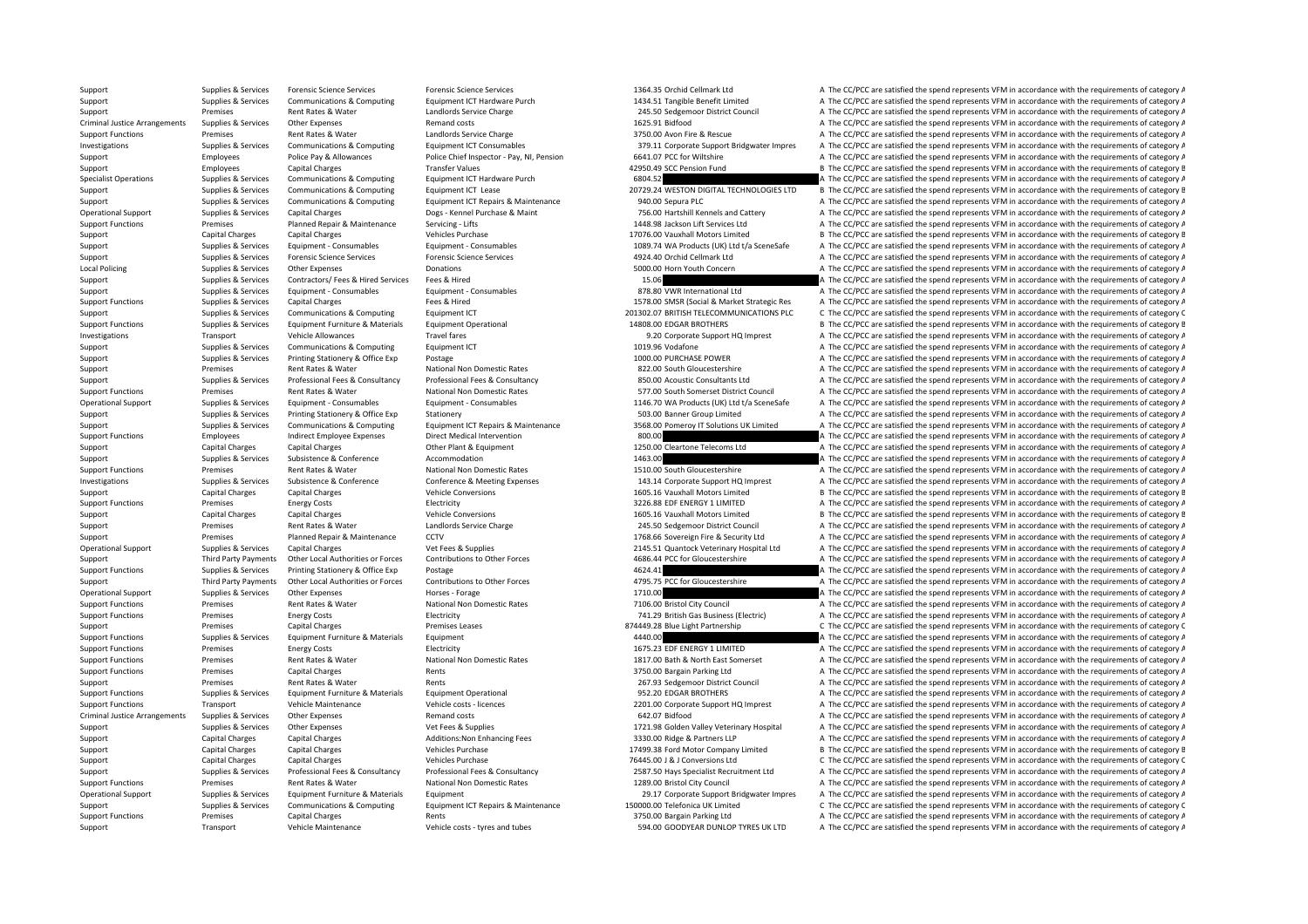| | | | | | | | |
|---|---|---|---|---|---|---|---|
| Support | Supplies & Services | Forensic Science Services | Forensic Science Services | 1364.35 | Orchid Cellmark Ltd | A | The CC/PCC are satisfied the spend represents VFM in accordance with the requirements of category A |
| Support | Supplies & Services | Communications & Computing | Equipment ICT Hardware Purch | 1434.51 | Tangible Benefit Limited | A | The CC/PCC are satisfied the spend represents VFM in accordance with the requirements of category A |
| Support | Premises | Rent Rates & Water | Landlords Service Charge | 245.50 | Sedgemoor District Council | A | The CC/PCC are satisfied the spend represents VFM in accordance with the requirements of category A |
| Criminal Justice Arrangements | Supplies & Services | Other Expenses | Remand costs | 1625.91 | Bidfood | A | The CC/PCC are satisfied the spend represents VFM in accordance with the requirements of category A |
| Support Functions | Premises | Rent Rates & Water | Landlords Service Charge | 3750.00 | Avon Fire & Rescue | A | The CC/PCC are satisfied the spend represents VFM in accordance with the requirements of category A |
| Investigations | Supplies & Services | Communications & Computing | Equipment ICT Consumables | 379.11 | Corporate Support Bridgwater Impres | A | The CC/PCC are satisfied the spend represents VFM in accordance with the requirements of category A |
| Support | Employees | Police Pay & Allowances | Police Chief Inspector - Pay, NI, Pension | 6641.07 | PCC for Wiltshire | A | The CC/PCC are satisfied the spend represents VFM in accordance with the requirements of category A |
| Support | Employees | Capital Charges | Transfer Values | 42950.49 | SCC Pension Fund | B | The CC/PCC are satisfied the spend represents VFM in accordance with the requirements of category B |
| Specialist Operations | Supplies & Services | Communications & Computing | Equipment ICT Hardware Purch | 6804.52 | | A | The CC/PCC are satisfied the spend represents VFM in accordance with the requirements of category A |
| Support | Supplies & Services | Communications & Computing | Equipment ICT Lease | 20729.24 | WESTON DIGITAL TECHNOLOGIES LTD | B | The CC/PCC are satisfied the spend represents VFM in accordance with the requirements of category B |
| Support | Supplies & Services | Communications & Computing | Equipment ICT Repairs & Maintenance | 940.00 | Sepura PLC | A | The CC/PCC are satisfied the spend represents VFM in accordance with the requirements of category A |
| Operational Support | Supplies & Services | Capital Charges | Dogs - Kennel Purchase & Maint | 756.00 | Hartshill Kennels and Cattery | A | The CC/PCC are satisfied the spend represents VFM in accordance with the requirements of category A |
| Support Functions | Premises | Planned Repair & Maintenance | Servicing - Lifts | 1448.98 | Jackson Lift Services Ltd | A | The CC/PCC are satisfied the spend represents VFM in accordance with the requirements of category A |
| Support | Capital Charges | Capital Charges | Vehicles Purchase | 17076.00 | Vauxhall Motors Limited | B | The CC/PCC are satisfied the spend represents VFM in accordance with the requirements of category B |
| Support | Supplies & Services | Equipment - Consumables | Equipment - Consumables | 1089.74 | WA Products (UK) Ltd t/a SceneSafe | A | The CC/PCC are satisfied the spend represents VFM in accordance with the requirements of category A |
| Support | Supplies & Services | Forensic Science Services | Forensic Science Services | 4924.40 | Orchid Cellmark Ltd | A | The CC/PCC are satisfied the spend represents VFM in accordance with the requirements of category A |
| Local Policing | Supplies & Services | Other Expenses | Donations | 5000.00 | Horn Youth Concern | A | The CC/PCC are satisfied the spend represents VFM in accordance with the requirements of category A |
| Support | Supplies & Services | Contractors/ Fees & Hired Services | Fees & Hired | 15.06 | | A | The CC/PCC are satisfied the spend represents VFM in accordance with the requirements of category A |
| Support | Supplies & Services | Equipment - Consumables | Equipment - Consumables | 878.80 | VWR International Ltd | A | The CC/PCC are satisfied the spend represents VFM in accordance with the requirements of category A |
| Support Functions | Supplies & Services | Capital Charges | Fees & Hired | 1578.00 | SMSR (Social & Market Strategic Res | A | The CC/PCC are satisfied the spend represents VFM in accordance with the requirements of category A |
| Support | Supplies & Services | Communications & Computing | Equipment ICT | 201302.07 | BRITISH TELECOMMUNICATIONS PLC | C | The CC/PCC are satisfied the spend represents VFM in accordance with the requirements of category C |
| Support Functions | Supplies & Services | Equipment Furniture & Materials | Equipment Operational | 14808.00 | EDGAR BROTHERS | B | The CC/PCC are satisfied the spend represents VFM in accordance with the requirements of category B |
| Investigations | Transport | Vehicle Allowances | Travel fares | 9.20 | Corporate Support HQ Imprest | A | The CC/PCC are satisfied the spend represents VFM in accordance with the requirements of category A |
| Support | Supplies & Services | Communications & Computing | Equipment ICT | 1019.96 | Vodafone | A | The CC/PCC are satisfied the spend represents VFM in accordance with the requirements of category A |
| Support | Supplies & Services | Printing Stationery & Office Exp | Postage | 1000.00 | PURCHASE POWER | A | The CC/PCC are satisfied the spend represents VFM in accordance with the requirements of category A |
| Support | Premises | Rent Rates & Water | National Non Domestic Rates | 822.00 | South Gloucestershire | A | The CC/PCC are satisfied the spend represents VFM in accordance with the requirements of category A |
| Support | Supplies & Services | Professional Fees & Consultancy | Professional Fees & Consultancy | 850.00 | Acoustic Consultants Ltd | A | The CC/PCC are satisfied the spend represents VFM in accordance with the requirements of category A |
| Support Functions | Premises | Rent Rates & Water | National Non Domestic Rates | 577.00 | South Somerset District Council | A | The CC/PCC are satisfied the spend represents VFM in accordance with the requirements of category A |
| Operational Support | Supplies & Services | Equipment - Consumables | Equipment - Consumables | 1146.70 | WA Products (UK) Ltd t/a SceneSafe | A | The CC/PCC are satisfied the spend represents VFM in accordance with the requirements of category A |
| Support | Supplies & Services | Printing Stationery & Office Exp | Stationery | 503.00 | Banner Group Limited | A | The CC/PCC are satisfied the spend represents VFM in accordance with the requirements of category A |
| Support | Supplies & Services | Communications & Computing | Equipment ICT Repairs & Maintenance | 3568.00 | Pomeroy IT Solutions UK Limited | A | The CC/PCC are satisfied the spend represents VFM in accordance with the requirements of category A |
| Support Functions | Employees | Indirect Employee Expenses | Direct Medical Intervention | 800.00 | | A | The CC/PCC are satisfied the spend represents VFM in accordance with the requirements of category A |
| Support | Capital Charges | Capital Charges | Other Plant & Equipment | 1250.00 | Cleartone Telecoms Ltd | A | The CC/PCC are satisfied the spend represents VFM in accordance with the requirements of category A |
| Support | Supplies & Services | Subsistence & Conference | Accommodation | 1463.00 | | A | The CC/PCC are satisfied the spend represents VFM in accordance with the requirements of category A |
| Support Functions | Premises | Rent Rates & Water | National Non Domestic Rates | 1510.00 | South Gloucestershire | A | The CC/PCC are satisfied the spend represents VFM in accordance with the requirements of category A |
| Investigations | Supplies & Services | Subsistence & Conference | Conference & Meeting Expenses | 143.14 | Corporate Support HQ Imprest | A | The CC/PCC are satisfied the spend represents VFM in accordance with the requirements of category A |
| Support | Capital Charges | Capital Charges | Vehicle Conversions | 1605.16 | Vauxhall Motors Limited | B | The CC/PCC are satisfied the spend represents VFM in accordance with the requirements of category B |
| Support Functions | Premises | Energy Costs | Electricity | 3226.88 | EDF ENERGY 1 LIMITED | A | The CC/PCC are satisfied the spend represents VFM in accordance with the requirements of category A |
| Support | Capital Charges | Capital Charges | Vehicle Conversions | 1605.16 | Vauxhall Motors Limited | B | The CC/PCC are satisfied the spend represents VFM in accordance with the requirements of category B |
| Support | Premises | Rent Rates & Water | Landlords Service Charge | 245.50 | Sedgemoor District Council | A | The CC/PCC are satisfied the spend represents VFM in accordance with the requirements of category A |
| Support | Premises | Planned Repair & Maintenance | CCTV | 1768.66 | Sovereign Fire & Security Ltd | A | The CC/PCC are satisfied the spend represents VFM in accordance with the requirements of category A |
| Operational Support | Supplies & Services | Capital Charges | Vet Fees & Supplies | 2145.51 | Quantock Veterinary Hospital Ltd | A | The CC/PCC are satisfied the spend represents VFM in accordance with the requirements of category A |
| Support | Third Party Payments | Other Local Authorities or Forces | Contributions to Other Forces | 4686.44 | PCC for Gloucestershire | A | The CC/PCC are satisfied the spend represents VFM in accordance with the requirements of category A |
| Support Functions | Supplies & Services | Printing Stationery & Office Exp | Postage | 4624.41 | | A | The CC/PCC are satisfied the spend represents VFM in accordance with the requirements of category A |
| Support | Third Party Payments | Other Local Authorities or Forces | Contributions to Other Forces | 4795.75 | PCC for Gloucestershire | A | The CC/PCC are satisfied the spend represents VFM in accordance with the requirements of category A |
| Operational Support | Supplies & Services | Other Expenses | Horses - Forage | 1710.00 | | A | The CC/PCC are satisfied the spend represents VFM in accordance with the requirements of category A |
| Support Functions | Premises | Rent Rates & Water | National Non Domestic Rates | 7106.00 | Bristol City Council | A | The CC/PCC are satisfied the spend represents VFM in accordance with the requirements of category A |
| Support Functions | Premises | Energy Costs | Electricity | 741.29 | British Gas Business (Electric) | A | The CC/PCC are satisfied the spend represents VFM in accordance with the requirements of category A |
| Support | Premises | Capital Charges | Premises Leases | 874449.28 | Blue Light Partnership | C | The CC/PCC are satisfied the spend represents VFM in accordance with the requirements of category C |
| Support Functions | Supplies & Services | Equipment Furniture & Materials | Equipment | 4440.00 | | A | The CC/PCC are satisfied the spend represents VFM in accordance with the requirements of category A |
| Support Functions | Premises | Energy Costs | Electricity | 1675.23 | EDF ENERGY 1 LIMITED | A | The CC/PCC are satisfied the spend represents VFM in accordance with the requirements of category A |
| Support Functions | Premises | Rent Rates & Water | National Non Domestic Rates | 1817.00 | Bath & North East Somerset | A | The CC/PCC are satisfied the spend represents VFM in accordance with the requirements of category A |
| Support Functions | Premises | Capital Charges | Rents | 3750.00 | Bargain Parking Ltd | A | The CC/PCC are satisfied the spend represents VFM in accordance with the requirements of category A |
| Support | Premises | Rent Rates & Water | Rents | 267.93 | Sedgemoor District Council | A | The CC/PCC are satisfied the spend represents VFM in accordance with the requirements of category A |
| Support Functions | Supplies & Services | Equipment Furniture & Materials | Equipment Operational | 952.20 | EDGAR BROTHERS | A | The CC/PCC are satisfied the spend represents VFM in accordance with the requirements of category A |
| Support Functions | Transport | Vehicle Maintenance | Vehicle costs - licences | 2201.00 | Corporate Support HQ Imprest | A | The CC/PCC are satisfied the spend represents VFM in accordance with the requirements of category A |
| Criminal Justice Arrangements | Supplies & Services | Other Expenses | Remand costs | 642.07 | Bidfood | A | The CC/PCC are satisfied the spend represents VFM in accordance with the requirements of category A |
| Support | Supplies & Services | Other Expenses | Vet Fees & Supplies | 1721.98 | Golden Valley Veterinary Hospital | A | The CC/PCC are satisfied the spend represents VFM in accordance with the requirements of category A |
| Support | Capital Charges | Capital Charges | Additions:Non Enhancing Fees | 3330.00 | Ridge & Partners LLP | A | The CC/PCC are satisfied the spend represents VFM in accordance with the requirements of category A |
| Support | Capital Charges | Capital Charges | Vehicles Purchase | 17499.38 | Ford Motor Company Limited | B | The CC/PCC are satisfied the spend represents VFM in accordance with the requirements of category B |
| Support | Capital Charges | Capital Charges | Vehicles Purchase | 76445.00 | J & J Conversions Ltd | C | The CC/PCC are satisfied the spend represents VFM in accordance with the requirements of category C |
| Support | Supplies & Services | Professional Fees & Consultancy | Professional Fees & Consultancy | 2587.50 | Hays Specialist Recruitment Ltd | A | The CC/PCC are satisfied the spend represents VFM in accordance with the requirements of category A |
| Support Functions | Premises | Rent Rates & Water | National Non Domestic Rates | 1289.00 | Bristol City Council | A | The CC/PCC are satisfied the spend represents VFM in accordance with the requirements of category A |
| Operational Support | Supplies & Services | Equipment Furniture & Materials | Equipment | 29.17 | Corporate Support Bridgwater Impres | A | The CC/PCC are satisfied the spend represents VFM in accordance with the requirements of category A |
| Support | Supplies & Services | Communications & Computing | Equipment ICT Repairs & Maintenance | 150000.00 | Telefonica UK Limited | C | The CC/PCC are satisfied the spend represents VFM in accordance with the requirements of category C |
| Support Functions | Premises | Capital Charges | Rents | 3750.00 | Bargain Parking Ltd | A | The CC/PCC are satisfied the spend represents VFM in accordance with the requirements of category A |
| Support | Transport | Vehicle Maintenance | Vehicle costs - tyres and tubes | 594.00 | GOODYEAR DUNLOP TYRES UK LTD | A | The CC/PCC are satisfied the spend represents VFM in accordance with the requirements of category A |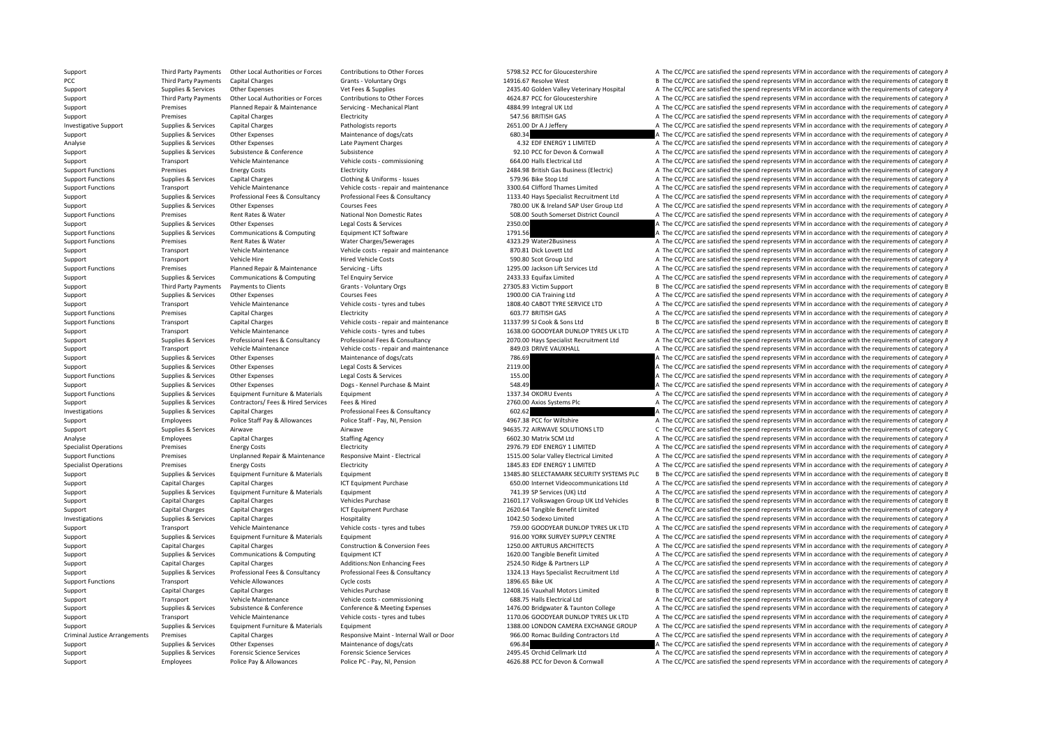| Support | Third Party Payments | Other Local Authorities or Forces | Contributions to Other Forces | 5798.52 | PCC for Gloucestershire | A | The CC/PCC are satisfied the spend represents VFM in accordance with the requirements of category A |
|---|---|---|---|---|---|---|---|
| PCC | Third Party Payments | Capital Charges | Grants - Voluntary Orgs | 14916.67 | Resolve West | B | The CC/PCC are satisfied the spend represents VFM in accordance with the requirements of category B |
| Support | Supplies & Services | Other Expenses | Vet Fees & Supplies | 2435.40 | Golden Valley Veterinary Hospital | A | The CC/PCC are satisfied the spend represents VFM in accordance with the requirements of category A |
| Support | Third Party Payments | Other Local Authorities or Forces | Contributions to Other Forces | 4624.87 | PCC for Gloucestershire | A | The CC/PCC are satisfied the spend represents VFM in accordance with the requirements of category A |
| Support | Premises | Planned Repair & Maintenance | Servicing - Mechanical Plant | 4884.99 | Integral UK Ltd | A | The CC/PCC are satisfied the spend represents VFM in accordance with the requirements of category A |
| Support | Premises | Capital Charges | Electricity | 547.56 | BRITISH GAS | A | The CC/PCC are satisfied the spend represents VFM in accordance with the requirements of category A |
| Investigative Support | Supplies & Services | Capital Charges | Pathologists reports | 2651.00 | Dr A J Jeffery | A | The CC/PCC are satisfied the spend represents VFM in accordance with the requirements of category A |
| Support | Supplies & Services | Other Expenses | Maintenance of dogs/cats | 680.34 | | A | The CC/PCC are satisfied the spend represents VFM in accordance with the requirements of category A |
| Analyse | Supplies & Services | Other Expenses | Late Payment Charges | 4.32 | EDF ENERGY 1 LIMITED | A | The CC/PCC are satisfied the spend represents VFM in accordance with the requirements of category A |
| Support | Supplies & Services | Subsistence & Conference | Subsistence | 92.10 | PCC for Devon & Cornwall | A | The CC/PCC are satisfied the spend represents VFM in accordance with the requirements of category A |
| Support | Transport | Vehicle Maintenance | Vehicle costs - commissioning | 664.00 | Halls Electrical Ltd | A | The CC/PCC are satisfied the spend represents VFM in accordance with the requirements of category A |
| Support Functions | Premises | Energy Costs | Electricity | 2484.98 | British Gas Business (Electric) | A | The CC/PCC are satisfied the spend represents VFM in accordance with the requirements of category A |
| Support Functions | Supplies & Services | Capital Charges | Clothing & Uniforms - Issues | 579.96 | Bike Stop Ltd | A | The CC/PCC are satisfied the spend represents VFM in accordance with the requirements of category A |
| Support Functions | Transport | Vehicle Maintenance | Vehicle costs - repair and maintenance | 3300.64 | Clifford Thames Limited | A | The CC/PCC are satisfied the spend represents VFM in accordance with the requirements of category A |
| Support | Supplies & Services | Professional Fees & Consultancy | Professional Fees & Consultancy | 1133.40 | Hays Specialist Recruitment Ltd | A | The CC/PCC are satisfied the spend represents VFM in accordance with the requirements of category A |
| Support | Supplies & Services | Other Expenses | Courses Fees | 780.00 | UK & Ireland SAP User Group Ltd | A | The CC/PCC are satisfied the spend represents VFM in accordance with the requirements of category A |
| Support Functions | Premises | Rent Rates & Water | National Non Domestic Rates | 508.00 | South Somerset District Council | A | The CC/PCC are satisfied the spend represents VFM in accordance with the requirements of category A |
| Support | Supplies & Services | Other Expenses | Legal Costs & Services | 2350.00 | | A | The CC/PCC are satisfied the spend represents VFM in accordance with the requirements of category A |
| Support Functions | Supplies & Services | Communications & Computing | Equipment ICT Software | 1791.56 | | A | The CC/PCC are satisfied the spend represents VFM in accordance with the requirements of category A |
| Support Functions | Premises | Rent Rates & Water | Water Charges/Sewerages | 4323.29 | Water2Business | A | The CC/PCC are satisfied the spend represents VFM in accordance with the requirements of category A |
| Support | Transport | Vehicle Maintenance | Vehicle costs - repair and maintenance | 870.81 | Dick Lovett Ltd | A | The CC/PCC are satisfied the spend represents VFM in accordance with the requirements of category A |
| Support | Transport | Vehicle Hire | Hired Vehicle Costs | 590.80 | Scot Group Ltd | A | The CC/PCC are satisfied the spend represents VFM in accordance with the requirements of category A |
| Support Functions | Premises | Planned Repair & Maintenance | Servicing - Lifts | 1295.00 | Jackson Lift Services Ltd | A | The CC/PCC are satisfied the spend represents VFM in accordance with the requirements of category A |
| Support | Supplies & Services | Communications & Computing | Tel Enquiry Service | 2433.33 | Equifax Limited | A | The CC/PCC are satisfied the spend represents VFM in accordance with the requirements of category A |
| Support | Third Party Payments | Payments to Clients | Grants - Voluntary Orgs | 27305.83 | Victim Support | B | The CC/PCC are satisfied the spend represents VFM in accordance with the requirements of category B |
| Support | Supplies & Services | Other Expenses | Courses Fees | 1900.00 | CiA Training Ltd | A | The CC/PCC are satisfied the spend represents VFM in accordance with the requirements of category A |
| Support | Transport | Vehicle Maintenance | Vehicle costs - tyres and tubes | 1808.40 | CABOT TYRE SERVICE LTD | A | The CC/PCC are satisfied the spend represents VFM in accordance with the requirements of category A |
| Support Functions | Premises | Capital Charges | Electricity | 603.77 | BRITISH GAS | A | The CC/PCC are satisfied the spend represents VFM in accordance with the requirements of category A |
| Support Functions | Transport | Capital Charges | Vehicle costs - repair and maintenance | 11337.99 | SJ Cook & Sons Ltd | B | The CC/PCC are satisfied the spend represents VFM in accordance with the requirements of category B |
| Support | Transport | Vehicle Maintenance | Vehicle costs - tyres and tubes | 1638.00 | GOODYEAR DUNLOP TYRES UK LTD | A | The CC/PCC are satisfied the spend represents VFM in accordance with the requirements of category A |
| Support | Supplies & Services | Professional Fees & Consultancy | Professional Fees & Consultancy | 2070.00 | Hays Specialist Recruitment Ltd | A | The CC/PCC are satisfied the spend represents VFM in accordance with the requirements of category A |
| Support | Transport | Vehicle Maintenance | Vehicle costs - repair and maintenance | 849.03 | DRIVE VAUXHALL | A | The CC/PCC are satisfied the spend represents VFM in accordance with the requirements of category A |
| Support | Supplies & Services | Other Expenses | Maintenance of dogs/cats | 786.69 | | A | The CC/PCC are satisfied the spend represents VFM in accordance with the requirements of category A |
| Support | Supplies & Services | Other Expenses | Legal Costs & Services | 2119.00 | | A | The CC/PCC are satisfied the spend represents VFM in accordance with the requirements of category A |
| Support Functions | Supplies & Services | Other Expenses | Legal Costs & Services | 155.00 | | A | The CC/PCC are satisfied the spend represents VFM in accordance with the requirements of category A |
| Support | Supplies & Services | Other Expenses | Dogs - Kennel Purchase & Maint | 548.49 | | A | The CC/PCC are satisfied the spend represents VFM in accordance with the requirements of category A |
| Support Functions | Supplies & Services | Equipment Furniture & Materials | Equipment | 1337.34 | OKORU Events | A | The CC/PCC are satisfied the spend represents VFM in accordance with the requirements of category A |
| Support | Supplies & Services | Contractors/ Fees & Hired Services | Fees & Hired | 2760.00 | Axios Systems Plc | A | The CC/PCC are satisfied the spend represents VFM in accordance with the requirements of category A |
| Investigations | Supplies & Services | Capital Charges | Professional Fees & Consultancy | 602.62 | | A | The CC/PCC are satisfied the spend represents VFM in accordance with the requirements of category A |
| Support | Employees | Police Staff Pay & Allowances | Police Staff - Pay, NI, Pension | 4967.38 | PCC for Wiltshire | A | The CC/PCC are satisfied the spend represents VFM in accordance with the requirements of category A |
| Support | Supplies & Services | Airwave | Airwave | 94635.72 | AIRWAVE SOLUTIONS LTD | C | The CC/PCC are satisfied the spend represents VFM in accordance with the requirements of category C |
| Analyse | Employees | Capital Charges | Staffing Agency | 6602.30 | Matrix SCM Ltd | A | The CC/PCC are satisfied the spend represents VFM in accordance with the requirements of category A |
| Specialist Operations | Premises | Energy Costs | Electricity | 2976.79 | EDF ENERGY 1 LIMITED | A | The CC/PCC are satisfied the spend represents VFM in accordance with the requirements of category A |
| Support Functions | Premises | Unplanned Repair & Maintenance | Responsive Maint - Electrical | 1515.00 | Solar Valley Electrical Limited | A | The CC/PCC are satisfied the spend represents VFM in accordance with the requirements of category A |
| Specialist Operations | Premises | Energy Costs | Electricity | 1845.83 | EDF ENERGY 1 LIMITED | A | The CC/PCC are satisfied the spend represents VFM in accordance with the requirements of category A |
| Support | Supplies & Services | Equipment Furniture & Materials | Equipment | 13485.80 | SELECTAMARK SECURITY SYSTEMS PLC | B | The CC/PCC are satisfied the spend represents VFM in accordance with the requirements of category B |
| Support | Capital Charges | Capital Charges | ICT Equipment Purchase | 650.00 | Internet Videocommunications Ltd | A | The CC/PCC are satisfied the spend represents VFM in accordance with the requirements of category A |
| Support | Supplies & Services | Equipment Furniture & Materials | Equipment | 741.39 | SP Services (UK) Ltd | A | The CC/PCC are satisfied the spend represents VFM in accordance with the requirements of category A |
| Support | Capital Charges | Capital Charges | Vehicles Purchase | 21601.17 | Volkswagen Group UK Ltd Vehicles | B | The CC/PCC are satisfied the spend represents VFM in accordance with the requirements of category B |
| Support | Capital Charges | Capital Charges | ICT Equipment Purchase | 2620.64 | Tangible Benefit Limited | A | The CC/PCC are satisfied the spend represents VFM in accordance with the requirements of category A |
| Investigations | Supplies & Services | Capital Charges | Hospitality | 1042.50 | Sodexo Limited | A | The CC/PCC are satisfied the spend represents VFM in accordance with the requirements of category A |
| Support | Transport | Vehicle Maintenance | Vehicle costs - tyres and tubes | 759.00 | GOODYEAR DUNLOP TYRES UK LTD | A | The CC/PCC are satisfied the spend represents VFM in accordance with the requirements of category A |
| Support | Supplies & Services | Equipment Furniture & Materials | Equipment | 916.00 | YORK SURVEY SUPPLY CENTRE | A | The CC/PCC are satisfied the spend represents VFM in accordance with the requirements of category A |
| Support | Capital Charges | Capital Charges | Construction & Conversion Fees | 1250.00 | ARTURUS ARCHITECTS | A | The CC/PCC are satisfied the spend represents VFM in accordance with the requirements of category A |
| Support | Supplies & Services | Communications & Computing | Equipment ICT | 1620.00 | Tangible Benefit Limited | A | The CC/PCC are satisfied the spend represents VFM in accordance with the requirements of category A |
| Support | Capital Charges | Capital Charges | Additions:Non Enhancing Fees | 2524.50 | Ridge & Partners LLP | A | The CC/PCC are satisfied the spend represents VFM in accordance with the requirements of category A |
| Support | Supplies & Services | Professional Fees & Consultancy | Professional Fees & Consultancy | 1324.13 | Hays Specialist Recruitment Ltd | A | The CC/PCC are satisfied the spend represents VFM in accordance with the requirements of category A |
| Support Functions | Transport | Vehicle Allowances | Cycle costs | 1896.65 | Bike UK | A | The CC/PCC are satisfied the spend represents VFM in accordance with the requirements of category A |
| Support | Capital Charges | Capital Charges | Vehicles Purchase | 12408.16 | Vauxhall Motors Limited | B | The CC/PCC are satisfied the spend represents VFM in accordance with the requirements of category B |
| Support | Transport | Vehicle Maintenance | Vehicle costs - commissioning | 688.75 | Halls Electrical Ltd | A | The CC/PCC are satisfied the spend represents VFM in accordance with the requirements of category A |
| Support | Supplies & Services | Subsistence & Conference | Conference & Meeting Expenses | 1476.00 | Bridgwater & Taunton College | A | The CC/PCC are satisfied the spend represents VFM in accordance with the requirements of category A |
| Support | Transport | Vehicle Maintenance | Vehicle costs - tyres and tubes | 1170.06 | GOODYEAR DUNLOP TYRES UK LTD | A | The CC/PCC are satisfied the spend represents VFM in accordance with the requirements of category A |
| Support | Supplies & Services | Equipment Furniture & Materials | Equipment | 1388.00 | LONDON CAMERA EXCHANGE GROUP | A | The CC/PCC are satisfied the spend represents VFM in accordance with the requirements of category A |
| Criminal Justice Arrangements | Premises | Capital Charges | Responsive Maint - Internal Wall or Door | 966.00 | Romac Building Contractors Ltd | A | The CC/PCC are satisfied the spend represents VFM in accordance with the requirements of category A |
| Support | Supplies & Services | Other Expenses | Maintenance of dogs/cats | 696.84 | | A | The CC/PCC are satisfied the spend represents VFM in accordance with the requirements of category A |
| Support | Supplies & Services | Forensic Science Services | Forensic Science Services | 2495.45 | Orchid Cellmark Ltd | A | The CC/PCC are satisfied the spend represents VFM in accordance with the requirements of category A |
| Support | Employees | Police Pay & Allowances | Police PC - Pay, NI, Pension | 4626.88 | PCC for Devon & Cornwall | A | The CC/PCC are satisfied the spend represents VFM in accordance with the requirements of category A |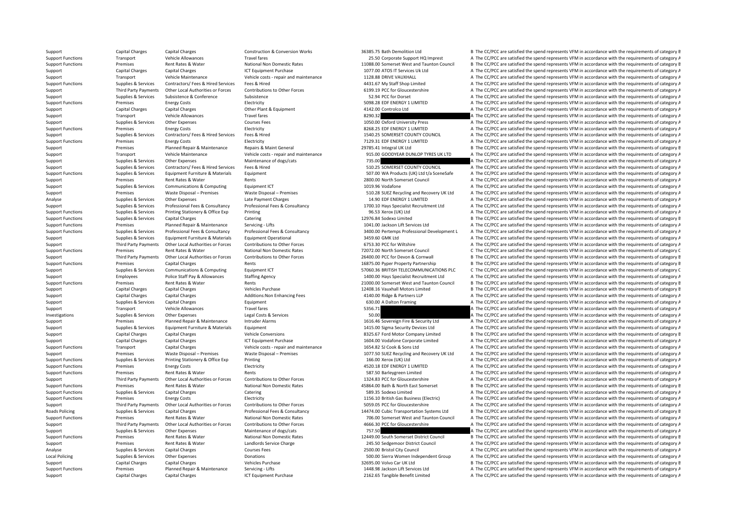| | | | | | | |
|---|---|---|---|---|---|---|
| Support | Capital Charges | Capital Charges | Construction & Conversion Works | 36385.75 | Bath Demolition Ltd | B The CC/PCC are satisfied the spend represents VFM in accordance with the requirements of category B |
| Support Functions | Transport | Vehicle Allowances | Travel fares | 25.50 | Corporate Support HQ Imprest | A The CC/PCC are satisfied the spend represents VFM in accordance with the requirements of category A |
| Support Functions | Premises | Rent Rates & Water | National Non Domestic Rates | 11088.00 | Somerset West and Taunton Council | B The CC/PCC are satisfied the spend represents VFM in accordance with the requirements of category B |
| Support | Capital Charges | Capital Charges | ICT Equipment Purchase | 1077.00 | ATOS IT Services Uk Ltd | A The CC/PCC are satisfied the spend represents VFM in accordance with the requirements of category A |
| Support | Transport | Vehicle Maintenance | Vehicle costs - repair and maintenance | 1128.88 | DRIVE VAUXHALL | A The CC/PCC are satisfied the spend represents VFM in accordance with the requirements of category A |
| Support Functions | Supplies & Services | Contractors/ Fees & Hired Services | Fees & Hired | 4431.67 | My Staff Shop Limited | A The CC/PCC are satisfied the spend represents VFM in accordance with the requirements of category A |
| Support | Third Party Payments | Other Local Authorities or Forces | Contributions to Other Forces | 6199.19 | PCC for Gloucestershire | A The CC/PCC are satisfied the spend represents VFM in accordance with the requirements of category A |
| Support | Supplies & Services | Subsistence & Conference | Subsistence | 52.94 | PCC for Dorset | A The CC/PCC are satisfied the spend represents VFM in accordance with the requirements of category A |
| Support Functions | Premises | Energy Costs | Electricity | 5098.28 | EDF ENERGY 1 LIMITED | A The CC/PCC are satisfied the spend represents VFM in accordance with the requirements of category A |
| Support | Capital Charges | Capital Charges | Other Plant & Equipment | 4142.00 | Controlco Ltd | A The CC/PCC are satisfied the spend represents VFM in accordance with the requirements of category A |
| Support | Transport | Vehicle Allowances | Travel fares | 8290.32 | | A The CC/PCC are satisfied the spend represents VFM in accordance with the requirements of category A |
| Support | Supplies & Services | Other Expenses | Courses Fees | 1050.00 | Oxford University Press | A The CC/PCC are satisfied the spend represents VFM in accordance with the requirements of category A |
| Support Functions | Premises | Energy Costs | Electricity | 8268.25 | EDF ENERGY 1 LIMITED | A The CC/PCC are satisfied the spend represents VFM in accordance with the requirements of category A |
| Support | Supplies & Services | Contractors/ Fees & Hired Services | Fees & Hired | 1540.25 | SOMERSET COUNTY COUNCIL | A The CC/PCC are satisfied the spend represents VFM in accordance with the requirements of category A |
| Support Functions | Premises | Energy Costs | Electricity | 7129.31 | EDF ENERGY 1 LIMITED | A The CC/PCC are satisfied the spend represents VFM in accordance with the requirements of category A |
| Support | Premises | Planned Repair & Maintenance | Repairs & Maint General | 29785.41 | Integral UK Ltd | B The CC/PCC are satisfied the spend represents VFM in accordance with the requirements of category B |
| Support | Transport | Vehicle Maintenance | Vehicle costs - repair and maintenance | 915.00 | GOODYEAR DUNLOP TYRES UK LTD | A The CC/PCC are satisfied the spend represents VFM in accordance with the requirements of category A |
| Support | Supplies & Services | Other Expenses | Maintenance of dogs/cats | 735.00 | | A The CC/PCC are satisfied the spend represents VFM in accordance with the requirements of category A |
| Support | Supplies & Services | Contractors/ Fees & Hired Services | Fees & Hired | 510.25 | SOMERSET COUNTY COUNCIL | A The CC/PCC are satisfied the spend represents VFM in accordance with the requirements of category A |
| Support Functions | Supplies & Services | Equipment Furniture & Materials | Equipment | 507.00 | WA Products (UK) Ltd t/a SceneSafe | A The CC/PCC are satisfied the spend represents VFM in accordance with the requirements of category A |
| Support | Premises | Rent Rates & Water | Rents | 2800.00 | North Somerset Council | A The CC/PCC are satisfied the spend represents VFM in accordance with the requirements of category A |
| Support | Supplies & Services | Communications & Computing | Equipment ICT | 1019.96 | Vodafone | A The CC/PCC are satisfied the spend represents VFM in accordance with the requirements of category A |
| Support | Premises | Waste Disposal – Premises | Waste Disposal – Premises | 510.28 | SUEZ Recycling and Recovery UK Ltd | A The CC/PCC are satisfied the spend represents VFM in accordance with the requirements of category A |
| Analyse | Supplies & Services | Other Expenses | Late Payment Charges | 14.90 | EDF ENERGY 1 LIMITED | A The CC/PCC are satisfied the spend represents VFM in accordance with the requirements of category A |
| Support | Supplies & Services | Professional Fees & Consultancy | Professional Fees & Consultancy | 1700.10 | Hays Specialist Recruitment Ltd | A The CC/PCC are satisfied the spend represents VFM in accordance with the requirements of category A |
| Support Functions | Supplies & Services | Printing Stationery & Office Exp | Printing | 96.53 | Xerox (UK) Ltd | A The CC/PCC are satisfied the spend represents VFM in accordance with the requirements of category A |
| Support Functions | Supplies & Services | Capital Charges | Catering | 12976.84 | Sodexo Limited | B The CC/PCC are satisfied the spend represents VFM in accordance with the requirements of category B |
| Support Functions | Premises | Planned Repair & Maintenance | Servicing - Lifts | 1041.00 | Jackson Lift Services Ltd | A The CC/PCC are satisfied the spend represents VFM in accordance with the requirements of category A |
| Support Functions | Supplies & Services | Professional Fees & Consultancy | Professional Fees & Consultancy | 3400.00 | Pertemps Professional Development L | A The CC/PCC are satisfied the spend represents VFM in accordance with the requirements of category A |
| Support | Supplies & Services | Equipment Furniture & Materials | Equipment Operational | 3459.60 | GMK Ltd | A The CC/PCC are satisfied the spend represents VFM in accordance with the requirements of category A |
| Support | Third Party Payments | Other Local Authorities or Forces | Contributions to Other Forces | 6753.30 | PCC for Wiltshire | A The CC/PCC are satisfied the spend represents VFM in accordance with the requirements of category A |
| Support Functions | Premises | Rent Rates & Water | National Non Domestic Rates | 72072.00 | North Somerset Council | C The CC/PCC are satisfied the spend represents VFM in accordance with the requirements of category C |
| Support | Third Party Payments | Other Local Authorities or Forces | Contributions to Other Forces | 26400.00 | PCC for Devon & Cornwall | B The CC/PCC are satisfied the spend represents VFM in accordance with the requirements of category B |
| Support Functions | Premises | Capital Charges | Rents | 16875.00 | Pyper Property Partnership | B The CC/PCC are satisfied the spend represents VFM in accordance with the requirements of category B |
| Support | Supplies & Services | Communications & Computing | Equipment ICT | 57060.36 | BRITISH TELECOMMUNICATIONS PLC | C The CC/PCC are satisfied the spend represents VFM in accordance with the requirements of category C |
| Support | Employees | Police Staff Pay & Allowances | Staffing Agency | 1400.00 | Hays Specialist Recruitment Ltd | A The CC/PCC are satisfied the spend represents VFM in accordance with the requirements of category A |
| Support Functions | Premises | Rent Rates & Water | Rents | 21000.00 | Somerset West and Taunton Council | B The CC/PCC are satisfied the spend represents VFM in accordance with the requirements of category B |
| Support | Capital Charges | Capital Charges | Vehicles Purchase | 12408.16 | Vauxhall Motors Limited | B The CC/PCC are satisfied the spend represents VFM in accordance with the requirements of category B |
| Support | Capital Charges | Capital Charges | Additions:Non Enhancing Fees | 4140.00 | Ridge & Partners LLP | A The CC/PCC are satisfied the spend represents VFM in accordance with the requirements of category A |
| Support | Supplies & Services | Capital Charges | Equipment | 630.00 | A Dalton Framing | A The CC/PCC are satisfied the spend represents VFM in accordance with the requirements of category A |
| Support | Transport | Vehicle Allowances | Travel fares | 5356.71 | | A The CC/PCC are satisfied the spend represents VFM in accordance with the requirements of category A |
| Investigations | Supplies & Services | Other Expenses | Legal Costs & Services | 50.00 | | A The CC/PCC are satisfied the spend represents VFM in accordance with the requirements of category A |
| Support | Premises | Planned Repair & Maintenance | Intruder Alarms | 1616.46 | Sovereign Fire & Security Ltd | A The CC/PCC are satisfied the spend represents VFM in accordance with the requirements of category A |
| Support | Supplies & Services | Equipment Furniture & Materials | Equipment | 1415.00 | Sigma Security Devices Ltd | A The CC/PCC are satisfied the spend represents VFM in accordance with the requirements of category A |
| Support | Capital Charges | Capital Charges | Vehicle Conversions | 8325.67 | Ford Motor Company Limited | B The CC/PCC are satisfied the spend represents VFM in accordance with the requirements of category B |
| Support | Capital Charges | Capital Charges | ICT Equipment Purchase | 1604.00 | Vodafone Corporate Limited | A The CC/PCC are satisfied the spend represents VFM in accordance with the requirements of category A |
| Support Functions | Transport | Capital Charges | Vehicle costs - repair and maintenance | 1654.82 | SJ Cook & Sons Ltd | A The CC/PCC are satisfied the spend represents VFM in accordance with the requirements of category A |
| Support | Premises | Waste Disposal – Premises | Waste Disposal – Premises | 1077.50 | SUEZ Recycling and Recovery UK Ltd | A The CC/PCC are satisfied the spend represents VFM in accordance with the requirements of category A |
| Support Functions | Supplies & Services | Printing Stationery & Office Exp | Printing | 166.00 | Xerox (UK) Ltd | A The CC/PCC are satisfied the spend represents VFM in accordance with the requirements of category A |
| Support Functions | Premises | Energy Costs | Electricity | 4520.18 | EDF ENERGY 1 LIMITED | A The CC/PCC are satisfied the spend represents VFM in accordance with the requirements of category A |
| Support Functions | Premises | Rent Rates & Water | Rents | 587.50 | Barleygreen Limited | A The CC/PCC are satisfied the spend represents VFM in accordance with the requirements of category A |
| Support | Third Party Payments | Other Local Authorities or Forces | Contributions to Other Forces | 1324.83 | PCC for Gloucestershire | A The CC/PCC are satisfied the spend represents VFM in accordance with the requirements of category A |
| Support Functions | Premises | Rent Rates & Water | National Non Domestic Rates | 45864.00 | Bath & North East Somerset | B The CC/PCC are satisfied the spend represents VFM in accordance with the requirements of category B |
| Support Functions | Supplies & Services | Capital Charges | Catering | 589.35 | Sodexo Limited | A The CC/PCC are satisfied the spend represents VFM in accordance with the requirements of category A |
| Support Functions | Premises | Energy Costs | Electricity | 1156.10 | British Gas Business (Electric) | A The CC/PCC are satisfied the spend represents VFM in accordance with the requirements of category A |
| Support | Third Party Payments | Other Local Authorities or Forces | Contributions to Other Forces | 5059.05 | PCC for Gloucestershire | A The CC/PCC are satisfied the spend represents VFM in accordance with the requirements of category A |
| Roads Policing | Supplies & Services | Capital Charges | Professional Fees & Consultancy | 14474.00 | Cubic Transportation Systems Ltd | B The CC/PCC are satisfied the spend represents VFM in accordance with the requirements of category B |
| Support Functions | Premises | Rent Rates & Water | National Non Domestic Rates | 706.00 | Somerset West and Taunton Council | A The CC/PCC are satisfied the spend represents VFM in accordance with the requirements of category A |
| Support | Third Party Payments | Other Local Authorities or Forces | Contributions to Other Forces | 4666.30 | PCC for Gloucestershire | A The CC/PCC are satisfied the spend represents VFM in accordance with the requirements of category A |
| Support | Supplies & Services | Other Expenses | Maintenance of dogs/cats | 757.50 | | A The CC/PCC are satisfied the spend represents VFM in accordance with the requirements of category A |
| Support Functions | Premises | Rent Rates & Water | National Non Domestic Rates | 12449.00 | South Somerset District Council | B The CC/PCC are satisfied the spend represents VFM in accordance with the requirements of category B |
| Support | Premises | Rent Rates & Water | Landlords Service Charge | 245.50 | Sedgemoor District Council | A The CC/PCC are satisfied the spend represents VFM in accordance with the requirements of category A |
| Analyse | Supplies & Services | Capital Charges | Courses Fees | 2500.00 | Bristol City Council | A The CC/PCC are satisfied the spend represents VFM in accordance with the requirements of category A |
| Local Policing | Supplies & Services | Other Expenses | Donations | 500.00 | Sierra Women Independent Group | A The CC/PCC are satisfied the spend represents VFM in accordance with the requirements of category A |
| Support | Capital Charges | Capital Charges | Vehicles Purchase | 32695.00 | Volvo Car UK Ltd | B The CC/PCC are satisfied the spend represents VFM in accordance with the requirements of category B |
| Support Functions | Premises | Planned Repair & Maintenance | Servicing - Lifts | 1448.98 | Jackson Lift Services Ltd | A The CC/PCC are satisfied the spend represents VFM in accordance with the requirements of category A |
| Support | Capital Charges | Capital Charges | ICT Equipment Purchase | 2162.65 | Tangible Benefit Limited | A The CC/PCC are satisfied the spend represents VFM in accordance with the requirements of category A |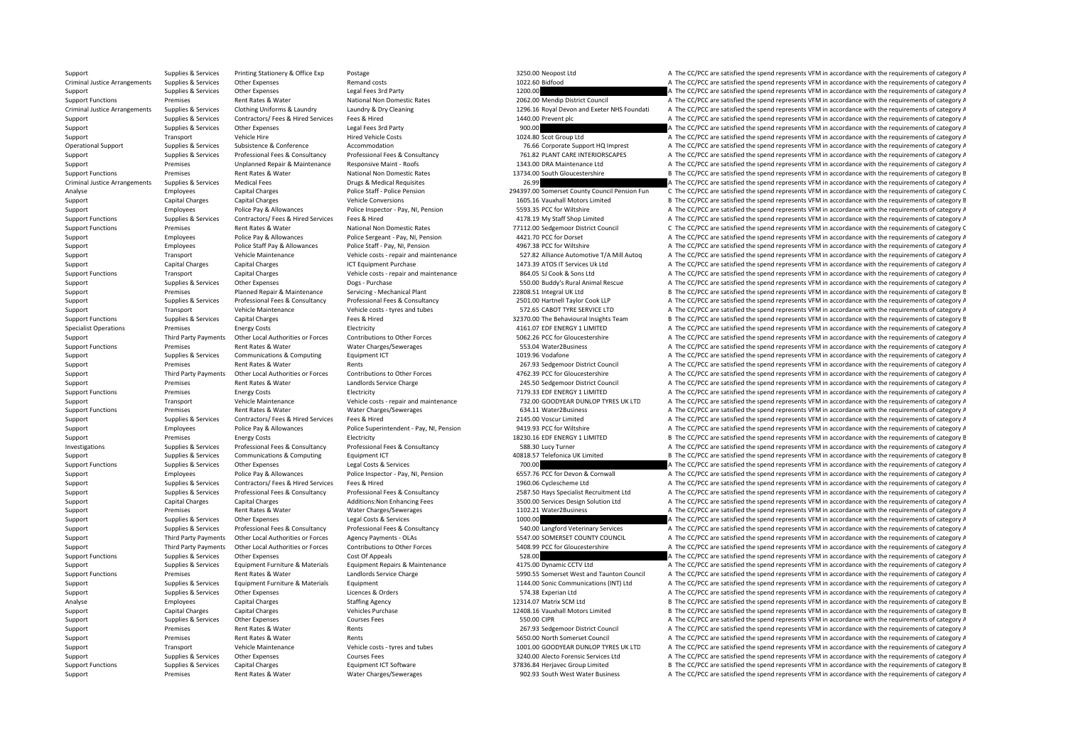| | | | | | | |
|---|---|---|---|---|---|---|
| Support | Supplies & Services | Printing Stationery & Office Exp | Postage | 3250.00 | Neopost Ltd | A The CC/PCC are satisfied the spend represents VFM in accordance with the requirements of category A |
| Criminal Justice Arrangements | Supplies & Services | Other Expenses | Remand costs | 1022.60 | Bidfood | A The CC/PCC are satisfied the spend represents VFM in accordance with the requirements of category A |
| Support | Supplies & Services | Other Expenses | Legal Fees 3rd Party | 1200.00 | | A The CC/PCC are satisfied the spend represents VFM in accordance with the requirements of category A |
| Support Functions | Premises | Rent Rates & Water | National Non Domestic Rates | 2062.00 | Mendip District Council | A The CC/PCC are satisfied the spend represents VFM in accordance with the requirements of category A |
| Criminal Justice Arrangements | Supplies & Services | Clothing Uniforms & Laundry | Laundry & Dry Cleaning | 1296.16 | Royal Devon and Exeter NHS Foundati | A The CC/PCC are satisfied the spend represents VFM in accordance with the requirements of category A |
| Support | Supplies & Services | Contractors/ Fees & Hired Services | Fees & Hired | 1440.00 | Prevent plc | A The CC/PCC are satisfied the spend represents VFM in accordance with the requirements of category A |
| Support | Supplies & Services | Other Expenses | Legal Fees 3rd Party | 900.00 | | A The CC/PCC are satisfied the spend represents VFM in accordance with the requirements of category A |
| Support | Transport | Vehicle Hire | Hired Vehicle Costs | 1024.80 | Scot Group Ltd | A The CC/PCC are satisfied the spend represents VFM in accordance with the requirements of category A |
| Operational Support | Supplies & Services | Subsistence & Conference | Accommodation | 76.66 | Corporate Support HQ Imprest | A The CC/PCC are satisfied the spend represents VFM in accordance with the requirements of category A |
| Support | Supplies & Services | Professional Fees & Consultancy | Professional Fees & Consultancy | 761.82 | PLANT CARE INTERIORSCAPES | A The CC/PCC are satisfied the spend represents VFM in accordance with the requirements of category A |
| Support | Premises | Unplanned Repair & Maintenance | Responsive Maint - Roofs | 1343.00 | DRA Maintenance Ltd | A The CC/PCC are satisfied the spend represents VFM in accordance with the requirements of category A |
| Support Functions | Premises | Rent Rates & Water | National Non Domestic Rates | 13734.00 | South Gloucestershire | B The CC/PCC are satisfied the spend represents VFM in accordance with the requirements of category B |
| Criminal Justice Arrangements | Supplies & Services | Medical Fees | Drugs & Medical Requisites | 26.99 | | A The CC/PCC are satisfied the spend represents VFM in accordance with the requirements of category A |
| Analyse | Employees | Capital Charges | Police Staff - Police Pension | 294397.00 | Somerset County Council Pension Fun | C The CC/PCC are satisfied the spend represents VFM in accordance with the requirements of category C |
| Support | Capital Charges | Capital Charges | Vehicle Conversions | 1605.16 | Vauxhall Motors Limited | B The CC/PCC are satisfied the spend represents VFM in accordance with the requirements of category B |
| Support | Employees | Police Pay & Allowances | Police Inspector - Pay, NI, Pension | 5593.35 | PCC for Wiltshire | A The CC/PCC are satisfied the spend represents VFM in accordance with the requirements of category A |
| Support Functions | Supplies & Services | Contractors/ Fees & Hired Services | Fees & Hired | 4178.19 | My Staff Shop Limited | A The CC/PCC are satisfied the spend represents VFM in accordance with the requirements of category A |
| Support Functions | Premises | Rent Rates & Water | National Non Domestic Rates | 77112.00 | Sedgemoor District Council | C The CC/PCC are satisfied the spend represents VFM in accordance with the requirements of category C |
| Support | Employees | Police Pay & Allowances | Police Sergeant - Pay, NI, Pension | 4421.70 | PCC for Dorset | A The CC/PCC are satisfied the spend represents VFM in accordance with the requirements of category A |
| Support | Employees | Police Staff Pay & Allowances | Police Staff - Pay, NI, Pension | 4967.38 | PCC for Wiltshire | A The CC/PCC are satisfied the spend represents VFM in accordance with the requirements of category A |
| Support | Transport | Vehicle Maintenance | Vehicle costs - repair and maintenance | 527.82 | Alliance Automotive T/A Mill Autoq | A The CC/PCC are satisfied the spend represents VFM in accordance with the requirements of category A |
| Support | Capital Charges | Capital Charges | ICT Equipment Purchase | 1473.39 | ATOS IT Services Uk Ltd | A The CC/PCC are satisfied the spend represents VFM in accordance with the requirements of category A |
| Support Functions | Transport | Capital Charges | Vehicle costs - repair and maintenance | 864.05 | SJ Cook & Sons Ltd | A The CC/PCC are satisfied the spend represents VFM in accordance with the requirements of category A |
| Support | Supplies & Services | Other Expenses | Dogs - Purchase | 550.00 | Buddy's Rural Animal Rescue | A The CC/PCC are satisfied the spend represents VFM in accordance with the requirements of category A |
| Support | Premises | Planned Repair & Maintenance | Servicing - Mechanical Plant | 22808.51 | Integral UK Ltd | B The CC/PCC are satisfied the spend represents VFM in accordance with the requirements of category B |
| Support | Supplies & Services | Professional Fees & Consultancy | Professional Fees & Consultancy | 2501.00 | Hartnell Taylor Cook LLP | A The CC/PCC are satisfied the spend represents VFM in accordance with the requirements of category A |
| Support | Transport | Vehicle Maintenance | Vehicle costs - tyres and tubes | 572.65 | CABOT TYRE SERVICE LTD | A The CC/PCC are satisfied the spend represents VFM in accordance with the requirements of category A |
| Support Functions | Supplies & Services | Capital Charges | Fees & Hired | 32370.00 | The Behavioural Insights Team | B The CC/PCC are satisfied the spend represents VFM in accordance with the requirements of category B |
| Specialist Operations | Premises | Energy Costs | Electricity | 4161.07 | EDF ENERGY 1 LIMITED | A The CC/PCC are satisfied the spend represents VFM in accordance with the requirements of category A |
| Support | Third Party Payments | Other Local Authorities or Forces | Contributions to Other Forces | 5062.26 | PCC for Gloucestershire | A The CC/PCC are satisfied the spend represents VFM in accordance with the requirements of category A |
| Support Functions | Premises | Rent Rates & Water | Water Charges/Sewerages | 553.04 | Water2Business | A The CC/PCC are satisfied the spend represents VFM in accordance with the requirements of category A |
| Support | Supplies & Services | Communications & Computing | Equipment ICT | 1019.96 | Vodafone | A The CC/PCC are satisfied the spend represents VFM in accordance with the requirements of category A |
| Support | Premises | Rent Rates & Water | Rents | 267.93 | Sedgemoor District Council | A The CC/PCC are satisfied the spend represents VFM in accordance with the requirements of category A |
| Support | Third Party Payments | Other Local Authorities or Forces | Contributions to Other Forces | 4762.39 | PCC for Gloucestershire | A The CC/PCC are satisfied the spend represents VFM in accordance with the requirements of category A |
| Support | Premises | Rent Rates & Water | Landlords Service Charge | 245.50 | Sedgemoor District Council | A The CC/PCC are satisfied the spend represents VFM in accordance with the requirements of category A |
| Support Functions | Premises | Energy Costs | Electricity | 7179.33 | EDF ENERGY 1 LIMITED | A The CC/PCC are satisfied the spend represents VFM in accordance with the requirements of category A |
| Support | Transport | Vehicle Maintenance | Vehicle costs - repair and maintenance | 732.00 | GOODYEAR DUNLOP TYRES UK LTD | A The CC/PCC are satisfied the spend represents VFM in accordance with the requirements of category A |
| Support Functions | Premises | Rent Rates & Water | Water Charges/Sewerages | 634.11 | Water2Business | A The CC/PCC are satisfied the spend represents VFM in accordance with the requirements of category A |
| Support | Supplies & Services | Contractors/ Fees & Hired Services | Fees & Hired | 2145.00 | Voscur Limited | A The CC/PCC are satisfied the spend represents VFM in accordance with the requirements of category A |
| Support | Employees | Police Pay & Allowances | Police Superintendent - Pay, NI, Pension | 9419.93 | PCC for Wiltshire | A The CC/PCC are satisfied the spend represents VFM in accordance with the requirements of category A |
| Support | Premises | Energy Costs | Electricity | 18230.16 | EDF ENERGY 1 LIMITED | B The CC/PCC are satisfied the spend represents VFM in accordance with the requirements of category B |
| Investigations | Supplies & Services | Professional Fees & Consultancy | Professional Fees & Consultancy | 588.30 | Lucy Turner | A The CC/PCC are satisfied the spend represents VFM in accordance with the requirements of category A |
| Support | Supplies & Services | Communications & Computing | Equipment ICT | 40818.57 | Telefonica UK Limited | B The CC/PCC are satisfied the spend represents VFM in accordance with the requirements of category B |
| Support Functions | Supplies & Services | Other Expenses | Legal Costs & Services | 700.00 | | A The CC/PCC are satisfied the spend represents VFM in accordance with the requirements of category A |
| Support | Employees | Police Pay & Allowances | Police Inspector - Pay, NI, Pension | 6557.76 | PCC for Devon & Cornwall | A The CC/PCC are satisfied the spend represents VFM in accordance with the requirements of category A |
| Support | Supplies & Services | Contractors/ Fees & Hired Services | Fees & Hired | 1960.06 | Cyclescheme Ltd | A The CC/PCC are satisfied the spend represents VFM in accordance with the requirements of category A |
| Support | Supplies & Services | Professional Fees & Consultancy | Professional Fees & Consultancy | 2587.50 | Hays Specialist Recruitment Ltd | A The CC/PCC are satisfied the spend represents VFM in accordance with the requirements of category A |
| Support | Capital Charges | Capital Charges | Additions:Non Enhancing Fees | 3500.00 | Services Design Solution Ltd | A The CC/PCC are satisfied the spend represents VFM in accordance with the requirements of category A |
| Support | Premises | Rent Rates & Water | Water Charges/Sewerages | 1102.21 | Water2Business | A The CC/PCC are satisfied the spend represents VFM in accordance with the requirements of category A |
| Support | Supplies & Services | Other Expenses | Legal Costs & Services | 1000.00 | | A The CC/PCC are satisfied the spend represents VFM in accordance with the requirements of category A |
| Support | Supplies & Services | Professional Fees & Consultancy | Professional Fees & Consultancy | 540.00 | Langford Veterinary Services | A The CC/PCC are satisfied the spend represents VFM in accordance with the requirements of category A |
| Support | Third Party Payments | Other Local Authorities or Forces | Agency Payments - OLAs | 5547.00 | SOMERSET COUNTY COUNCIL | A The CC/PCC are satisfied the spend represents VFM in accordance with the requirements of category A |
| Support | Third Party Payments | Other Local Authorities or Forces | Contributions to Other Forces | 5408.99 | PCC for Gloucestershire | A The CC/PCC are satisfied the spend represents VFM in accordance with the requirements of category A |
| Support Functions | Supplies & Services | Other Expenses | Cost Of Appeals | 528.00 | | A The CC/PCC are satisfied the spend represents VFM in accordance with the requirements of category A |
| Support | Supplies & Services | Equipment Furniture & Materials | Equipment Repairs & Maintenance | 4175.00 | Dynamic CCTV Ltd | A The CC/PCC are satisfied the spend represents VFM in accordance with the requirements of category A |
| Support Functions | Premises | Rent Rates & Water | Landlords Service Charge | 5990.55 | Somerset West and Taunton Council | A The CC/PCC are satisfied the spend represents VFM in accordance with the requirements of category A |
| Support | Supplies & Services | Equipment Furniture & Materials | Equipment | 1144.00 | Sonic Communications (INT) Ltd | A The CC/PCC are satisfied the spend represents VFM in accordance with the requirements of category A |
| Support | Supplies & Services | Other Expenses | Licences & Orders | 574.38 | Experian Ltd | A The CC/PCC are satisfied the spend represents VFM in accordance with the requirements of category A |
| Analyse | Employees | Capital Charges | Staffing Agency | 12314.07 | Matrix SCM Ltd | B The CC/PCC are satisfied the spend represents VFM in accordance with the requirements of category B |
| Support | Capital Charges | Capital Charges | Vehicles Purchase | 12408.16 | Vauxhall Motors Limited | B The CC/PCC are satisfied the spend represents VFM in accordance with the requirements of category B |
| Support | Supplies & Services | Other Expenses | Courses Fees | 550.00 | CIPR | A The CC/PCC are satisfied the spend represents VFM in accordance with the requirements of category A |
| Support | Premises | Rent Rates & Water | Rents | 267.93 | Sedgemoor District Council | A The CC/PCC are satisfied the spend represents VFM in accordance with the requirements of category A |
| Support | Premises | Rent Rates & Water | Rents | 5650.00 | North Somerset Council | A The CC/PCC are satisfied the spend represents VFM in accordance with the requirements of category A |
| Support | Transport | Vehicle Maintenance | Vehicle costs - tyres and tubes | 1001.00 | GOODYEAR DUNLOP TYRES UK LTD | A The CC/PCC are satisfied the spend represents VFM in accordance with the requirements of category A |
| Support | Supplies & Services | Other Expenses | Courses Fees | 3240.00 | Alecto Forensic Services Ltd | A The CC/PCC are satisfied the spend represents VFM in accordance with the requirements of category A |
| Support Functions | Supplies & Services | Capital Charges | Equipment ICT Software | 37836.84 | Herjavec Group Limited | B The CC/PCC are satisfied the spend represents VFM in accordance with the requirements of category B |
| Support | Premises | Rent Rates & Water | Water Charges/Sewerages | 902.93 | South West Water Business | A The CC/PCC are satisfied the spend represents VFM in accordance with the requirements of category A |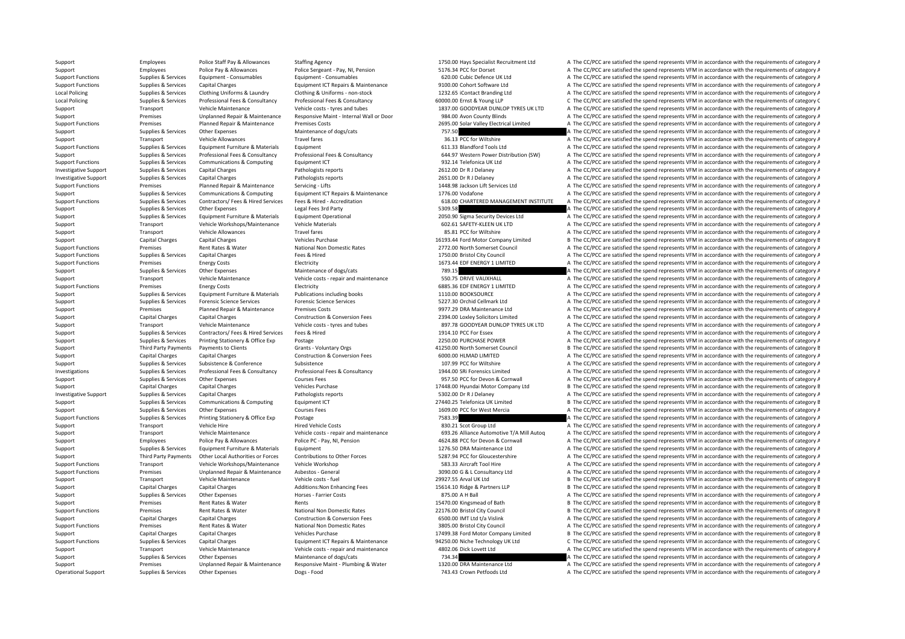| | | | | | | |
|---|---|---|---|---|---|---|
| Support | Employees | Police Staff Pay & Allowances | Staffing Agency | 1750.00 | Hays Specialist Recruitment Ltd | A The CC/PCC are satisfied the spend represents VFM in accordance with the requirements of category A |
| Support | Employees | Police Pay & Allowances | Police Sergeant - Pay, NI, Pension | 5176.34 | PCC for Dorset | A The CC/PCC are satisfied the spend represents VFM in accordance with the requirements of category A |
| Support Functions | Supplies & Services | Equipment - Consumables | Equipment - Consumables | 620.00 | Cubic Defence UK Ltd | A The CC/PCC are satisfied the spend represents VFM in accordance with the requirements of category A |
| Support Functions | Supplies & Services | Capital Charges | Equipment ICT Repairs & Maintenance | 9100.00 | Cohort Software Ltd | A The CC/PCC are satisfied the spend represents VFM in accordance with the requirements of category A |
| Local Policing | Supplies & Services | Clothing Uniforms & Laundry | Clothing & Uniforms - non-stock | 1232.65 | iContact Branding Ltd | A The CC/PCC are satisfied the spend represents VFM in accordance with the requirements of category A |
| Local Policing | Supplies & Services | Professional Fees & Consultancy | Professional Fees & Consultancy | 60000.00 | Ernst & Young LLP | C The CC/PCC are satisfied the spend represents VFM in accordance with the requirements of category C |
| Support | Transport | Vehicle Maintenance | Vehicle costs - tyres and tubes | 1837.00 | GOODYEAR DUNLOP TYRES UK LTD | A The CC/PCC are satisfied the spend represents VFM in accordance with the requirements of category A |
| Support | Premises | Unplanned Repair & Maintenance | Responsive Maint - Internal Wall or Door | 984.00 | Avon County Blinds | A The CC/PCC are satisfied the spend represents VFM in accordance with the requirements of category A |
| Support Functions | Premises | Planned Repair & Maintenance | Premises Costs | 2695.00 | Solar Valley Electrical Limited | A The CC/PCC are satisfied the spend represents VFM in accordance with the requirements of category A |
| Support | Supplies & Services | Other Expenses | Maintenance of dogs/cats | 757.50 | | A The CC/PCC are satisfied the spend represents VFM in accordance with the requirements of category A |
| Support | Transport | Vehicle Allowances | Travel fares | 36.13 | PCC for Wiltshire | A The CC/PCC are satisfied the spend represents VFM in accordance with the requirements of category A |
| Support Functions | Supplies & Services | Equipment Furniture & Materials | Equipment | 611.33 | Blandford Tools Ltd | A The CC/PCC are satisfied the spend represents VFM in accordance with the requirements of category A |
| Support | Supplies & Services | Professional Fees & Consultancy | Professional Fees & Consultancy | 644.97 | Western Power Distribution (SW) | A The CC/PCC are satisfied the spend represents VFM in accordance with the requirements of category A |
| Support Functions | Supplies & Services | Communications & Computing | Equipment ICT | 932.14 | Telefonica UK Ltd | A The CC/PCC are satisfied the spend represents VFM in accordance with the requirements of category A |
| Investigative Support | Supplies & Services | Capital Charges | Pathologists reports | 2612.00 | Dr R J Delaney | A The CC/PCC are satisfied the spend represents VFM in accordance with the requirements of category A |
| Investigative Support | Supplies & Services | Capital Charges | Pathologists reports | 2651.00 | Dr R J Delaney | A The CC/PCC are satisfied the spend represents VFM in accordance with the requirements of category A |
| Support Functions | Premises | Planned Repair & Maintenance | Servicing - Lifts | 1448.98 | Jackson Lift Services Ltd | A The CC/PCC are satisfied the spend represents VFM in accordance with the requirements of category A |
| Support | Supplies & Services | Communications & Computing | Equipment ICT Repairs & Maintenance | 1776.00 | Vodafone | A The CC/PCC are satisfied the spend represents VFM in accordance with the requirements of category A |
| Support Functions | Supplies & Services | Contractors/ Fees & Hired Services | Fees & Hired - Accreditation | 618.00 | CHARTERED MANAGEMENT INSTITUTE | A The CC/PCC are satisfied the spend represents VFM in accordance with the requirements of category A |
| Support | Supplies & Services | Other Expenses | Legal Fees 3rd Party | 5309.58 | | A The CC/PCC are satisfied the spend represents VFM in accordance with the requirements of category A |
| Support | Supplies & Services | Equipment Furniture & Materials | Equipment Operational | 2050.90 | Sigma Security Devices Ltd | A The CC/PCC are satisfied the spend represents VFM in accordance with the requirements of category A |
| Support | Transport | Vehicle Workshops/Maintenance | Vehicle Materials | 602.61 | SAFETY-KLEEN UK LTD | A The CC/PCC are satisfied the spend represents VFM in accordance with the requirements of category A |
| Support | Transport | Vehicle Allowances | Travel fares | 85.81 | PCC for Wiltshire | A The CC/PCC are satisfied the spend represents VFM in accordance with the requirements of category A |
| Support | Capital Charges | Capital Charges | Vehicles Purchase | 16193.44 | Ford Motor Company Limited | B The CC/PCC are satisfied the spend represents VFM in accordance with the requirements of category B |
| Support Functions | Premises | Rent Rates & Water | National Non Domestic Rates | 2772.00 | North Somerset Council | A The CC/PCC are satisfied the spend represents VFM in accordance with the requirements of category A |
| Support Functions | Supplies & Services | Capital Charges | Fees & Hired | 1750.00 | Bristol City Council | A The CC/PCC are satisfied the spend represents VFM in accordance with the requirements of category A |
| Support Functions | Premises | Energy Costs | Electricity | 1673.44 | EDF ENERGY 1 LIMITED | A The CC/PCC are satisfied the spend represents VFM in accordance with the requirements of category A |
| Support | Supplies & Services | Other Expenses | Maintenance of dogs/cats | 789.15 | | A The CC/PCC are satisfied the spend represents VFM in accordance with the requirements of category A |
| Support | Transport | Vehicle Maintenance | Vehicle costs - repair and maintenance | 550.75 | DRIVE VAUXHALL | A The CC/PCC are satisfied the spend represents VFM in accordance with the requirements of category A |
| Support Functions | Premises | Energy Costs | Electricity | 6885.36 | EDF ENERGY 1 LIMITED | A The CC/PCC are satisfied the spend represents VFM in accordance with the requirements of category A |
| Support | Supplies & Services | Equipment Furniture & Materials | Publications including books | 1110.00 | BOOKSOURCE | A The CC/PCC are satisfied the spend represents VFM in accordance with the requirements of category A |
| Support | Supplies & Services | Forensic Science Services | Forensic Science Services | 5227.30 | Orchid Cellmark Ltd | A The CC/PCC are satisfied the spend represents VFM in accordance with the requirements of category A |
| Support | Premises | Planned Repair & Maintenance | Premises Costs | 9977.29 | DRA Maintenance Ltd | A The CC/PCC are satisfied the spend represents VFM in accordance with the requirements of category A |
| Support | Capital Charges | Capital Charges | Construction & Conversion Fees | 2394.00 | Loxley Solicitors Limited | A The CC/PCC are satisfied the spend represents VFM in accordance with the requirements of category A |
| Support | Transport | Vehicle Maintenance | Vehicle costs - tyres and tubes | 897.78 | GOODYEAR DUNLOP TYRES UK LTD | A The CC/PCC are satisfied the spend represents VFM in accordance with the requirements of category A |
| Support | Supplies & Services | Contractors/ Fees & Hired Services | Fees & Hired | 1914.10 | PCC For Essex | A The CC/PCC are satisfied the spend represents VFM in accordance with the requirements of category A |
| Support | Supplies & Services | Printing Stationery & Office Exp | Postage | 2250.00 | PURCHASE POWER | A The CC/PCC are satisfied the spend represents VFM in accordance with the requirements of category A |
| Support | Third Party Payments | Payments to Clients | Grants - Voluntary Orgs | 41250.00 | North Somerset Council | B The CC/PCC are satisfied the spend represents VFM in accordance with the requirements of category B |
| Support | Capital Charges | Capital Charges | Construction & Conversion Fees | 6000.00 | HLMAD LIMITED | A The CC/PCC are satisfied the spend represents VFM in accordance with the requirements of category A |
| Support | Supplies & Services | Subsistence & Conference | Subsistence | 107.99 | PCC for Wiltshire | A The CC/PCC are satisfied the spend represents VFM in accordance with the requirements of category A |
| Investigations | Supplies & Services | Professional Fees & Consultancy | Professional Fees & Consultancy | 1944.00 | SRi Forensics Limited | A The CC/PCC are satisfied the spend represents VFM in accordance with the requirements of category A |
| Support | Supplies & Services | Other Expenses | Courses Fees | 957.50 | PCC for Devon & Cornwall | A The CC/PCC are satisfied the spend represents VFM in accordance with the requirements of category A |
| Support | Capital Charges | Capital Charges | Vehicles Purchase | 17448.00 | Hyundai Motor Company Ltd | B The CC/PCC are satisfied the spend represents VFM in accordance with the requirements of category B |
| Investigative Support | Supplies & Services | Capital Charges | Pathologists reports | 5302.00 | Dr R J Delaney | A The CC/PCC are satisfied the spend represents VFM in accordance with the requirements of category A |
| Support | Supplies & Services | Communications & Computing | Equipment ICT | 27440.25 | Telefonica UK Limited | B The CC/PCC are satisfied the spend represents VFM in accordance with the requirements of category B |
| Support | Supplies & Services | Other Expenses | Courses Fees | 1609.00 | PCC for West Mercia | A The CC/PCC are satisfied the spend represents VFM in accordance with the requirements of category A |
| Support Functions | Supplies & Services | Printing Stationery & Office Exp | Postage | 7583.39 | | A The CC/PCC are satisfied the spend represents VFM in accordance with the requirements of category A |
| Support | Transport | Vehicle Hire | Hired Vehicle Costs | 830.21 | Scot Group Ltd | A The CC/PCC are satisfied the spend represents VFM in accordance with the requirements of category A |
| Support | Transport | Vehicle Maintenance | Vehicle costs - repair and maintenance | 693.26 | Alliance Automotive T/A Mill Autoq | A The CC/PCC are satisfied the spend represents VFM in accordance with the requirements of category A |
| Support | Employees | Police Pay & Allowances | Police PC - Pay, NI, Pension | 4624.88 | PCC for Devon & Cornwall | A The CC/PCC are satisfied the spend represents VFM in accordance with the requirements of category A |
| Support | Supplies & Services | Equipment Furniture & Materials | Equipment | 1276.50 | DRA Maintenance Ltd | A The CC/PCC are satisfied the spend represents VFM in accordance with the requirements of category A |
| Support | Third Party Payments | Other Local Authorities or Forces | Contributions to Other Forces | 5287.94 | PCC for Gloucestershire | A The CC/PCC are satisfied the spend represents VFM in accordance with the requirements of category A |
| Support Functions | Transport | Vehicle Workshops/Maintenance | Vehicle Workshop | 583.33 | Aircraft Tool Hire | A The CC/PCC are satisfied the spend represents VFM in accordance with the requirements of category A |
| Support Functions | Premises | Unplanned Repair & Maintenance | Asbestos - General | 3090.00 | G & L Consultancy Ltd | A The CC/PCC are satisfied the spend represents VFM in accordance with the requirements of category A |
| Support | Transport | Vehicle Maintenance | Vehicle costs - fuel | 29927.55 | Arval UK Ltd | B The CC/PCC are satisfied the spend represents VFM in accordance with the requirements of category B |
| Support | Capital Charges | Capital Charges | Additions:Non Enhancing Fees | 15614.10 | Ridge & Partners LLP | B The CC/PCC are satisfied the spend represents VFM in accordance with the requirements of category B |
| Support | Supplies & Services | Other Expenses | Horses - Farrier Costs | 875.00 | A H Ball | A The CC/PCC are satisfied the spend represents VFM in accordance with the requirements of category A |
| Support | Premises | Rent Rates & Water | Rents | 15470.00 | Kingsmead of Bath | B The CC/PCC are satisfied the spend represents VFM in accordance with the requirements of category B |
| Support Functions | Premises | Rent Rates & Water | National Non Domestic Rates | 22176.00 | Bristol City Council | B The CC/PCC are satisfied the spend represents VFM in accordance with the requirements of category B |
| Support | Capital Charges | Capital Charges | Construction & Conversion Fees | 6500.00 | IMT Ltd t/a Vislink | A The CC/PCC are satisfied the spend represents VFM in accordance with the requirements of category A |
| Support Functions | Premises | Rent Rates & Water | National Non Domestic Rates | 3805.00 | Bristol City Council | A The CC/PCC are satisfied the spend represents VFM in accordance with the requirements of category A |
| Support | Capital Charges | Capital Charges | Vehicles Purchase | 17499.38 | Ford Motor Company Limited | B The CC/PCC are satisfied the spend represents VFM in accordance with the requirements of category B |
| Support Functions | Supplies & Services | Capital Charges | Equipment ICT Repairs & Maintenance | 94250.00 | Niche Technology UK Ltd | C The CC/PCC are satisfied the spend represents VFM in accordance with the requirements of category C |
| Support | Transport | Vehicle Maintenance | Vehicle costs - repair and maintenance | 4802.06 | Dick Lovett Ltd | A The CC/PCC are satisfied the spend represents VFM in accordance with the requirements of category A |
| Support | Supplies & Services | Other Expenses | Maintenance of dogs/cats | 734.34 | | A The CC/PCC are satisfied the spend represents VFM in accordance with the requirements of category A |
| Support | Premises | Unplanned Repair & Maintenance | Responsive Maint - Plumbing & Water | 1320.00 | DRA Maintenance Ltd | A The CC/PCC are satisfied the spend represents VFM in accordance with the requirements of category A |
| Operational Support | Supplies & Services | Other Expenses | Dogs - Food | 743.43 | Crown Petfoods Ltd | A The CC/PCC are satisfied the spend represents VFM in accordance with the requirements of category A |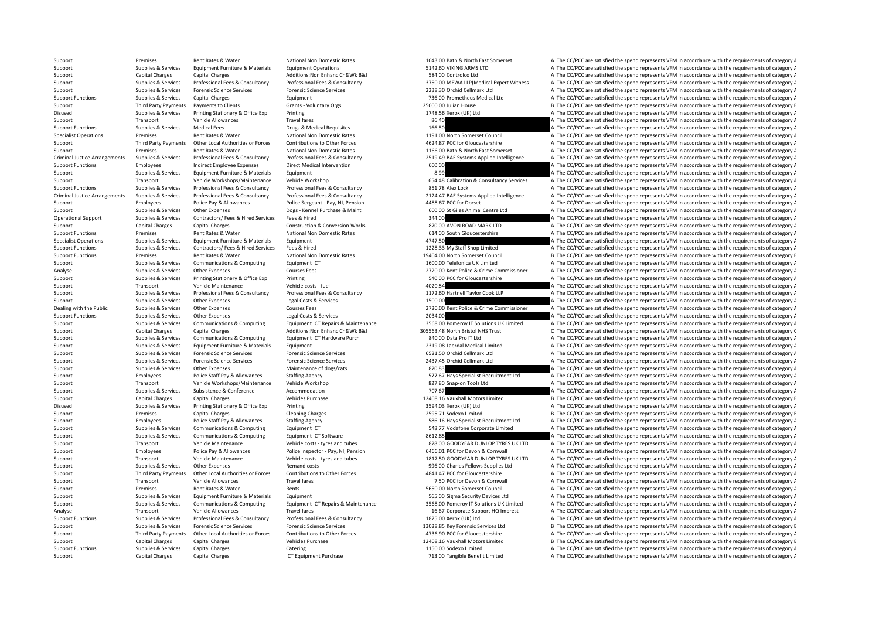| | | | | | | |
|---|---|---|---|---|---|---|
| Support | Premises | Rent Rates & Water | National Non Domestic Rates | 1043.00 | Bath & North East Somerset | A The CC/PCC are satisfied the spend represents VFM in accordance with the requirements of category A |
| Support | Supplies & Services | Equipment Furniture & Materials | Equipment Operational | 5142.60 | VIKING ARMS LTD | A The CC/PCC are satisfied the spend represents VFM in accordance with the requirements of category A |
| Support | Capital Charges | Capital Charges | Additions:Non Enhanc Cn&Wk B&I | 584.00 | Controlco Ltd | A The CC/PCC are satisfied the spend represents VFM in accordance with the requirements of category A |
| Support | Supplies & Services | Professional Fees & Consultancy | Professional Fees & Consultancy | 3750.00 | MEWA LLP(Medical Expert Witness | A The CC/PCC are satisfied the spend represents VFM in accordance with the requirements of category A |
| Support | Supplies & Services | Forensic Science Services | Forensic Science Services | 2238.30 | Orchid Cellmark Ltd | A The CC/PCC are satisfied the spend represents VFM in accordance with the requirements of category A |
| Support Functions | Supplies & Services | Capital Charges | Equipment | 736.00 | Prometheus Medical Ltd | A The CC/PCC are satisfied the spend represents VFM in accordance with the requirements of category A |
| Support | Third Party Payments | Payments to Clients | Grants - Voluntary Orgs | 25000.00 | Julian House | B The CC/PCC are satisfied the spend represents VFM in accordance with the requirements of category B |
| Disused | Supplies & Services | Printing Stationery & Office Exp | Printing | 1748.56 | Xerox (UK) Ltd | A The CC/PCC are satisfied the spend represents VFM in accordance with the requirements of category A |
| Support | Transport | Vehicle Allowances | Travel fares | 86.40 | | A The CC/PCC are satisfied the spend represents VFM in accordance with the requirements of category A |
| Support Functions | Supplies & Services | Medical Fees | Drugs & Medical Requisites | 166.50 | | A The CC/PCC are satisfied the spend represents VFM in accordance with the requirements of category A |
| Specialist Operations | Premises | Rent Rates & Water | National Non Domestic Rates | 1191.00 | North Somerset Council | A The CC/PCC are satisfied the spend represents VFM in accordance with the requirements of category A |
| Support | Third Party Payments | Other Local Authorities or Forces | Contributions to Other Forces | 4624.87 | PCC for Gloucestershire | A The CC/PCC are satisfied the spend represents VFM in accordance with the requirements of category A |
| Support | Premises | Rent Rates & Water | National Non Domestic Rates | 1166.00 | Bath & North East Somerset | A The CC/PCC are satisfied the spend represents VFM in accordance with the requirements of category A |
| Criminal Justice Arrangements | Supplies & Services | Professional Fees & Consultancy | Professional Fees & Consultancy | 2519.49 | BAE Systems Applied Intelligence | A The CC/PCC are satisfied the spend represents VFM in accordance with the requirements of category A |
| Support Functions | Employees | Indirect Employee Expenses | Direct Medical Intervention | 600.00 | | A The CC/PCC are satisfied the spend represents VFM in accordance with the requirements of category A |
| Support | Supplies & Services | Equipment Furniture & Materials | Equipment | 8.99 | | A The CC/PCC are satisfied the spend represents VFM in accordance with the requirements of category A |
| Support | Transport | Vehicle Workshops/Maintenance | Vehicle Workshop | 654.48 | Calibration & Consultancy Services | A The CC/PCC are satisfied the spend represents VFM in accordance with the requirements of category A |
| Support Functions | Supplies & Services | Professional Fees & Consultancy | Professional Fees & Consultancy | 851.78 | Alex Lock | A The CC/PCC are satisfied the spend represents VFM in accordance with the requirements of category A |
| Criminal Justice Arrangements | Supplies & Services | Professional Fees & Consultancy | Professional Fees & Consultancy | 2124.47 | BAE Systems Applied Intelligence | A The CC/PCC are satisfied the spend represents VFM in accordance with the requirements of category A |
| Support | Employees | Police Pay & Allowances | Police Sergeant - Pay, NI, Pension | 4488.67 | PCC for Dorset | A The CC/PCC are satisfied the spend represents VFM in accordance with the requirements of category A |
| Support | Supplies & Services | Other Expenses | Dogs - Kennel Purchase & Maint | 600.00 | St Giles Animal Centre Ltd | A The CC/PCC are satisfied the spend represents VFM in accordance with the requirements of category A |
| Operational Support | Supplies & Services | Contractors/ Fees & Hired Services | Fees & Hired | 344.00 | | A The CC/PCC are satisfied the spend represents VFM in accordance with the requirements of category A |
| Support | Capital Charges | Capital Charges | Construction & Conversion Works | 870.00 | AVON ROAD MARK LTD | A The CC/PCC are satisfied the spend represents VFM in accordance with the requirements of category A |
| Support Functions | Premises | Rent Rates & Water | National Non Domestic Rates | 614.00 | South Gloucestershire | A The CC/PCC are satisfied the spend represents VFM in accordance with the requirements of category A |
| Specialist Operations | Supplies & Services | Equipment Furniture & Materials | Equipment | 4747.50 | | A The CC/PCC are satisfied the spend represents VFM in accordance with the requirements of category A |
| Support Functions | Supplies & Services | Contractors/ Fees & Hired Services | Fees & Hired | 1228.33 | My Staff Shop Limited | A The CC/PCC are satisfied the spend represents VFM in accordance with the requirements of category A |
| Support Functions | Premises | Rent Rates & Water | National Non Domestic Rates | 19404.00 | North Somerset Council | B The CC/PCC are satisfied the spend represents VFM in accordance with the requirements of category B |
| Support | Supplies & Services | Communications & Computing | Equipment ICT | 1600.00 | Telefonica UK Limited | A The CC/PCC are satisfied the spend represents VFM in accordance with the requirements of category A |
| Analyse | Supplies & Services | Other Expenses | Courses Fees | 2720.00 | Kent Police & Crime Commissioner | A The CC/PCC are satisfied the spend represents VFM in accordance with the requirements of category A |
| Support | Supplies & Services | Printing Stationery & Office Exp | Printing | 540.00 | PCC for Gloucestershire | A The CC/PCC are satisfied the spend represents VFM in accordance with the requirements of category A |
| Support | Transport | Vehicle Maintenance | Vehicle costs - fuel | 4020.84 | | A The CC/PCC are satisfied the spend represents VFM in accordance with the requirements of category A |
| Support | Supplies & Services | Professional Fees & Consultancy | Professional Fees & Consultancy | 1172.60 | Hartnell Taylor Cook LLP | A The CC/PCC are satisfied the spend represents VFM in accordance with the requirements of category A |
| Support | Supplies & Services | Other Expenses | Legal Costs & Services | 1500.00 | | A The CC/PCC are satisfied the spend represents VFM in accordance with the requirements of category A |
| Dealing with the Public | Supplies & Services | Other Expenses | Courses Fees | 2720.00 | Kent Police & Crime Commissioner | A The CC/PCC are satisfied the spend represents VFM in accordance with the requirements of category A |
| Support Functions | Supplies & Services | Other Expenses | Legal Costs & Services | 2034.00 | | A The CC/PCC are satisfied the spend represents VFM in accordance with the requirements of category A |
| Support | Supplies & Services | Communications & Computing | Equipment ICT Repairs & Maintenance | 3568.00 | Pomeroy IT Solutions UK Limited | A The CC/PCC are satisfied the spend represents VFM in accordance with the requirements of category A |
| Support | Capital Charges | Capital Charges | Additions:Non Enhanc Cn&Wk B&I | 305563.48 | North Bristol NHS Trust | C The CC/PCC are satisfied the spend represents VFM in accordance with the requirements of category C |
| Support | Supplies & Services | Communications & Computing | Equipment ICT Hardware Purch | 840.00 | Data Pro IT Ltd | A The CC/PCC are satisfied the spend represents VFM in accordance with the requirements of category A |
| Support | Supplies & Services | Equipment Furniture & Materials | Equipment | 2319.08 | Laerdal Medical Limited | A The CC/PCC are satisfied the spend represents VFM in accordance with the requirements of category A |
| Support | Supplies & Services | Forensic Science Services | Forensic Science Services | 6521.50 | Orchid Cellmark Ltd | A The CC/PCC are satisfied the spend represents VFM in accordance with the requirements of category A |
| Support | Supplies & Services | Forensic Science Services | Forensic Science Services | 2437.45 | Orchid Cellmark Ltd | A The CC/PCC are satisfied the spend represents VFM in accordance with the requirements of category A |
| Support | Supplies & Services | Other Expenses | Maintenance of dogs/cats | 820.83 | | A The CC/PCC are satisfied the spend represents VFM in accordance with the requirements of category A |
| Support | Employees | Police Staff Pay & Allowances | Staffing Agency | 577.67 | Hays Specialist Recruitment Ltd | A The CC/PCC are satisfied the spend represents VFM in accordance with the requirements of category A |
| Support | Transport | Vehicle Workshops/Maintenance | Vehicle Workshop | 827.80 | Snap-on Tools Ltd | A The CC/PCC are satisfied the spend represents VFM in accordance with the requirements of category A |
| Support | Supplies & Services | Subsistence & Conference | Accommodation | 707.67 | | A The CC/PCC are satisfied the spend represents VFM in accordance with the requirements of category A |
| Support | Capital Charges | Capital Charges | Vehicles Purchase | 12408.16 | Vauxhall Motors Limited | B The CC/PCC are satisfied the spend represents VFM in accordance with the requirements of category B |
| Disused | Supplies & Services | Printing Stationery & Office Exp | Printing | 3594.03 | Xerox (UK) Ltd | A The CC/PCC are satisfied the spend represents VFM in accordance with the requirements of category A |
| Support | Premises | Capital Charges | Cleaning Charges | 2595.71 | Sodexo Limited | B The CC/PCC are satisfied the spend represents VFM in accordance with the requirements of category B |
| Support | Employees | Police Staff Pay & Allowances | Staffing Agency | 586.16 | Hays Specialist Recruitment Ltd | A The CC/PCC are satisfied the spend represents VFM in accordance with the requirements of category A |
| Support | Supplies & Services | Communications & Computing | Equipment ICT | 548.77 | Vodafone Corporate Limited | A The CC/PCC are satisfied the spend represents VFM in accordance with the requirements of category A |
| Support | Supplies & Services | Communications & Computing | Equipment ICT Software | 8612.85 | | A The CC/PCC are satisfied the spend represents VFM in accordance with the requirements of category A |
| Support | Transport | Vehicle Maintenance | Vehicle costs - tyres and tubes | 828.00 | GOODYEAR DUNLOP TYRES UK LTD | A The CC/PCC are satisfied the spend represents VFM in accordance with the requirements of category A |
| Support | Employees | Police Pay & Allowances | Police Inspector - Pay, NI, Pension | 6466.01 | PCC for Devon & Cornwall | A The CC/PCC are satisfied the spend represents VFM in accordance with the requirements of category A |
| Support | Transport | Vehicle Maintenance | Vehicle costs - tyres and tubes | 1817.50 | GOODYEAR DUNLOP TYRES UK LTD | A The CC/PCC are satisfied the spend represents VFM in accordance with the requirements of category A |
| Support | Supplies & Services | Other Expenses | Remand costs | 996.00 | Charles Fellows Supplies Ltd | A The CC/PCC are satisfied the spend represents VFM in accordance with the requirements of category A |
| Support | Third Party Payments | Other Local Authorities or Forces | Contributions to Other Forces | 4841.47 | PCC for Gloucestershire | A The CC/PCC are satisfied the spend represents VFM in accordance with the requirements of category A |
| Support | Transport | Vehicle Allowances | Travel fares | 7.50 | PCC for Devon & Cornwall | A The CC/PCC are satisfied the spend represents VFM in accordance with the requirements of category A |
| Support | Premises | Rent Rates & Water | Rents | 5650.00 | North Somerset Council | A The CC/PCC are satisfied the spend represents VFM in accordance with the requirements of category A |
| Support | Supplies & Services | Equipment Furniture & Materials | Equipment | 565.00 | Sigma Security Devices Ltd | A The CC/PCC are satisfied the spend represents VFM in accordance with the requirements of category A |
| Support | Supplies & Services | Communications & Computing | Equipment ICT Repairs & Maintenance | 3568.00 | Pomeroy IT Solutions UK Limited | A The CC/PCC are satisfied the spend represents VFM in accordance with the requirements of category A |
| Analyse | Transport | Vehicle Allowances | Travel fares | 16.67 | Corporate Support HQ Imprest | A The CC/PCC are satisfied the spend represents VFM in accordance with the requirements of category A |
| Support Functions | Supplies & Services | Professional Fees & Consultancy | Professional Fees & Consultancy | 1825.00 | Xerox (UK) Ltd | A The CC/PCC are satisfied the spend represents VFM in accordance with the requirements of category A |
| Support | Supplies & Services | Forensic Science Services | Forensic Science Services | 13028.85 | Key Forensic Services Ltd | B The CC/PCC are satisfied the spend represents VFM in accordance with the requirements of category B |
| Support | Third Party Payments | Other Local Authorities or Forces | Contributions to Other Forces | 4736.90 | PCC for Gloucestershire | A The CC/PCC are satisfied the spend represents VFM in accordance with the requirements of category A |
| Support | Capital Charges | Capital Charges | Vehicles Purchase | 12408.16 | Vauxhall Motors Limited | B The CC/PCC are satisfied the spend represents VFM in accordance with the requirements of category B |
| Support Functions | Supplies & Services | Capital Charges | Catering | 1150.00 | Sodexo Limited | A The CC/PCC are satisfied the spend represents VFM in accordance with the requirements of category A |
| Support | Capital Charges | Capital Charges | ICT Equipment Purchase | 713.00 | Tangible Benefit Limited | A The CC/PCC are satisfied the spend represents VFM in accordance with the requirements of category A |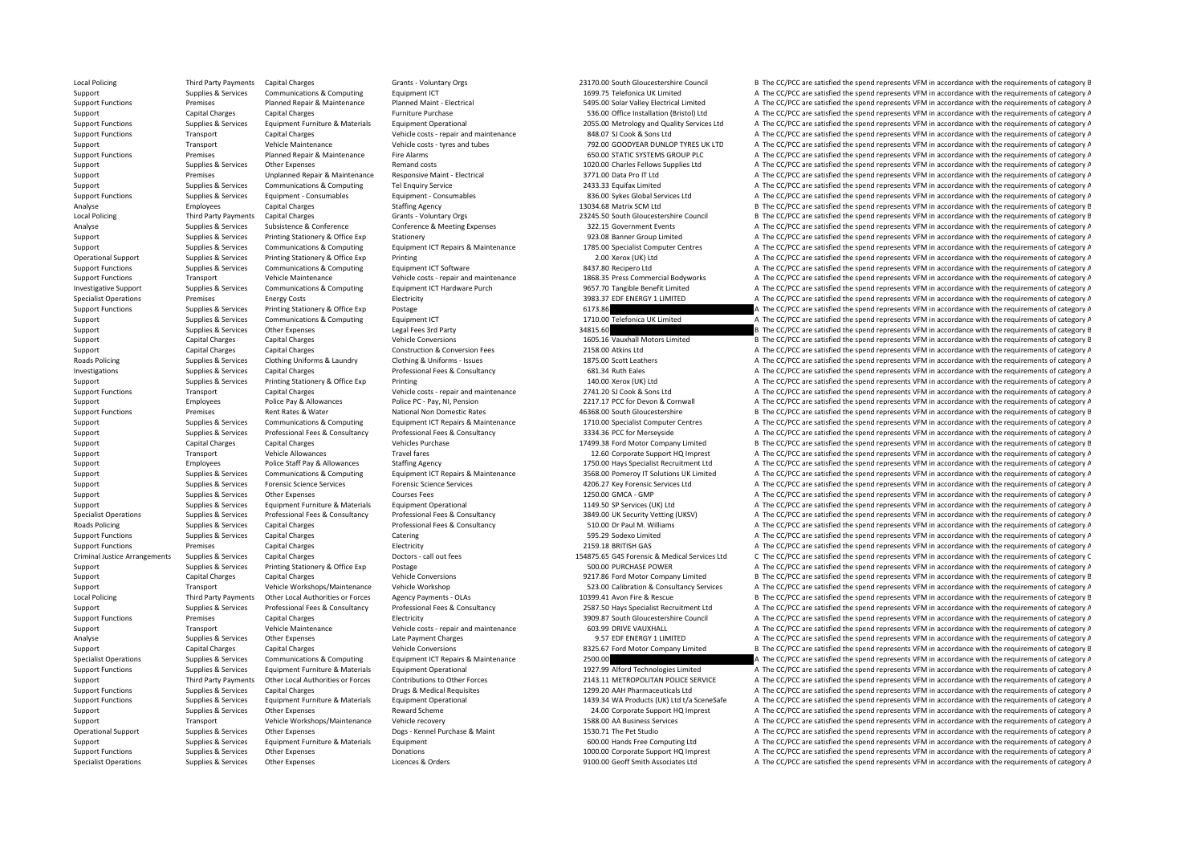| | | | | | | |
|---|---|---|---|---|---|---|
| Local Policing | Third Party Payments | Capital Charges | Grants - Voluntary Orgs | 23170.00 | South Gloucestershire Council | B The CC/PCC are satisfied the spend represents VFM in accordance with the requirements of category B |
| Support | Supplies & Services | Communications & Computing | Equipment ICT | 1699.75 | Telefonica UK Limited | A The CC/PCC are satisfied the spend represents VFM in accordance with the requirements of category A |
| Support Functions | Premises | Planned Repair & Maintenance | Planned Maint - Electrical | 5495.00 | Solar Valley Electrical Limited | A The CC/PCC are satisfied the spend represents VFM in accordance with the requirements of category A |
| Support | Capital Charges | Capital Charges | Furniture Purchase | 536.00 | Office Installation (Bristol) Ltd | A The CC/PCC are satisfied the spend represents VFM in accordance with the requirements of category A |
| Support Functions | Supplies & Services | Equipment Furniture & Materials | Equipment Operational | 2055.00 | Metrology and Quality Services Ltd | A The CC/PCC are satisfied the spend represents VFM in accordance with the requirements of category A |
| Support Functions | Transport | Capital Charges | Vehicle costs - repair and maintenance | 848.07 | SJ Cook & Sons Ltd | A The CC/PCC are satisfied the spend represents VFM in accordance with the requirements of category A |
| Support | Transport | Vehicle Maintenance | Vehicle costs - tyres and tubes | 792.00 | GOODYEAR DUNLOP TYRES UK LTD | A The CC/PCC are satisfied the spend represents VFM in accordance with the requirements of category A |
| Support Functions | Premises | Planned Repair & Maintenance | Fire Alarms | 650.00 | STATIC SYSTEMS GROUP PLC | A The CC/PCC are satisfied the spend represents VFM in accordance with the requirements of category A |
| Support | Supplies & Services | Other Expenses | Remand costs | 1020.00 | Charles Fellows Supplies Ltd | A The CC/PCC are satisfied the spend represents VFM in accordance with the requirements of category A |
| Support | Premises | Unplanned Repair & Maintenance | Responsive Maint - Electrical | 3771.00 | Data Pro IT Ltd | A The CC/PCC are satisfied the spend represents VFM in accordance with the requirements of category A |
| Support | Supplies & Services | Communications & Computing | Tel Enquiry Service | 2433.33 | Equifax Limited | A The CC/PCC are satisfied the spend represents VFM in accordance with the requirements of category A |
| Support Functions | Supplies & Services | Equipment - Consumables | Equipment - Consumables | 836.00 | Sykes Global Services Ltd | A The CC/PCC are satisfied the spend represents VFM in accordance with the requirements of category A |
| Analyse | Employees | Capital Charges | Staffing Agency | 13034.68 | Matrix SCM Ltd | B The CC/PCC are satisfied the spend represents VFM in accordance with the requirements of category B |
| Local Policing | Third Party Payments | Capital Charges | Grants - Voluntary Orgs | 23245.50 | South Gloucestershire Council | B The CC/PCC are satisfied the spend represents VFM in accordance with the requirements of category B |
| Analyse | Supplies & Services | Subsistence & Conference | Conference & Meeting Expenses | 322.15 | Government Events | A The CC/PCC are satisfied the spend represents VFM in accordance with the requirements of category A |
| Support | Supplies & Services | Printing Stationery & Office Exp | Stationery | 923.08 | Banner Group Limited | A The CC/PCC are satisfied the spend represents VFM in accordance with the requirements of category A |
| Support | Supplies & Services | Communications & Computing | Equipment ICT Repairs & Maintenance | 1785.00 | Specialist Computer Centres | A The CC/PCC are satisfied the spend represents VFM in accordance with the requirements of category A |
| Operational Support | Supplies & Services | Printing Stationery & Office Exp | Printing | 2.00 | Xerox (UK) Ltd | A The CC/PCC are satisfied the spend represents VFM in accordance with the requirements of category A |
| Support Functions | Supplies & Services | Communications & Computing | Equipment ICT Software | 8437.80 | Recipero Ltd | A The CC/PCC are satisfied the spend represents VFM in accordance with the requirements of category A |
| Support Functions | Transport | Vehicle Maintenance | Vehicle costs - repair and maintenance | 1868.35 | Press Commercial Bodyworks | A The CC/PCC are satisfied the spend represents VFM in accordance with the requirements of category A |
| Investigative Support | Supplies & Services | Communications & Computing | Equipment ICT Hardware Purch | 9657.70 | Tangible Benefit Limited | A The CC/PCC are satisfied the spend represents VFM in accordance with the requirements of category A |
| Specialist Operations | Premises | Energy Costs | Electricity | 3983.37 | EDF ENERGY 1 LIMITED | A The CC/PCC are satisfied the spend represents VFM in accordance with the requirements of category A |
| Support Functions | Supplies & Services | Printing Stationery & Office Exp | Postage | 6173.86 | | A The CC/PCC are satisfied the spend represents VFM in accordance with the requirements of category A |
| Support | Supplies & Services | Communications & Computing | Equipment ICT | 1710.00 | Telefonica UK Limited | A The CC/PCC are satisfied the spend represents VFM in accordance with the requirements of category A |
| Support | Supplies & Services | Other Expenses | Legal Fees 3rd Party | 34815.60 | | B The CC/PCC are satisfied the spend represents VFM in accordance with the requirements of category B |
| Support | Capital Charges | Capital Charges | Vehicle Conversions | 1605.16 | Vauxhall Motors Limited | B The CC/PCC are satisfied the spend represents VFM in accordance with the requirements of category B |
| Support | Capital Charges | Capital Charges | Construction & Conversion Fees | 2158.00 | Atkins Ltd | A The CC/PCC are satisfied the spend represents VFM in accordance with the requirements of category A |
| Roads Policing | Supplies & Services | Clothing Uniforms & Laundry | Clothing & Uniforms - Issues | 1875.00 | Scott Leathers | A The CC/PCC are satisfied the spend represents VFM in accordance with the requirements of category A |
| Investigations | Supplies & Services | Capital Charges | Professional Fees & Consultancy | 681.34 | Ruth Eales | A The CC/PCC are satisfied the spend represents VFM in accordance with the requirements of category A |
| Support | Supplies & Services | Printing Stationery & Office Exp | Printing | 140.00 | Xerox (UK) Ltd | A The CC/PCC are satisfied the spend represents VFM in accordance with the requirements of category A |
| Support Functions | Transport | Capital Charges | Vehicle costs - repair and maintenance | 2741.20 | SJ Cook & Sons Ltd | A The CC/PCC are satisfied the spend represents VFM in accordance with the requirements of category A |
| Support | Employees | Police Pay & Allowances | Police PC - Pay, NI, Pension | 2217.17 | PCC for Devon & Cornwall | A The CC/PCC are satisfied the spend represents VFM in accordance with the requirements of category A |
| Support Functions | Premises | Rent Rates & Water | National Non Domestic Rates | 46368.00 | South Gloucestershire | B The CC/PCC are satisfied the spend represents VFM in accordance with the requirements of category B |
| Support | Supplies & Services | Communications & Computing | Equipment ICT Repairs & Maintenance | 1710.00 | Specialist Computer Centres | A The CC/PCC are satisfied the spend represents VFM in accordance with the requirements of category A |
| Support | Supplies & Services | Professional Fees & Consultancy | Professional Fees & Consultancy | 3334.36 | PCC for Merseyside | A The CC/PCC are satisfied the spend represents VFM in accordance with the requirements of category A |
| Support | Capital Charges | Capital Charges | Vehicles Purchase | 17499.38 | Ford Motor Company Limited | B The CC/PCC are satisfied the spend represents VFM in accordance with the requirements of category B |
| Support | Transport | Vehicle Allowances | Travel fares | 12.60 | Corporate Support HQ Imprest | A The CC/PCC are satisfied the spend represents VFM in accordance with the requirements of category A |
| Support | Employees | Police Staff Pay & Allowances | Staffing Agency | 1750.00 | Hays Specialist Recruitment Ltd | A The CC/PCC are satisfied the spend represents VFM in accordance with the requirements of category A |
| Support | Supplies & Services | Communications & Computing | Equipment ICT Repairs & Maintenance | 3568.00 | Pomeroy IT Solutions UK Limited | A The CC/PCC are satisfied the spend represents VFM in accordance with the requirements of category A |
| Support | Supplies & Services | Forensic Science Services | Forensic Science Services | 4206.27 | Key Forensic Services Ltd | A The CC/PCC are satisfied the spend represents VFM in accordance with the requirements of category A |
| Support | Supplies & Services | Other Expenses | Courses Fees | 1250.00 | GMCA - GMP | A The CC/PCC are satisfied the spend represents VFM in accordance with the requirements of category A |
| Support | Supplies & Services | Equipment Furniture & Materials | Equipment Operational | 1149.50 | SP Services (UK) Ltd | A The CC/PCC are satisfied the spend represents VFM in accordance with the requirements of category A |
| Specialist Operations | Supplies & Services | Professional Fees & Consultancy | Professional Fees & Consultancy | 3849.00 | UK Security Vetting (UKSV) | A The CC/PCC are satisfied the spend represents VFM in accordance with the requirements of category A |
| Roads Policing | Supplies & Services | Capital Charges | Professional Fees & Consultancy | 510.00 | Dr Paul M. Williams | A The CC/PCC are satisfied the spend represents VFM in accordance with the requirements of category A |
| Support Functions | Supplies & Services | Capital Charges | Catering | 595.29 | Sodexo Limited | A The CC/PCC are satisfied the spend represents VFM in accordance with the requirements of category A |
| Support Functions | Premises | Capital Charges | Electricity | 2159.18 | BRITISH GAS | A The CC/PCC are satisfied the spend represents VFM in accordance with the requirements of category A |
| Criminal Justice Arrangements | Supplies & Services | Capital Charges | Doctors - call out fees | 154875.65 | G4S Forensic & Medical Services Ltd | C The CC/PCC are satisfied the spend represents VFM in accordance with the requirements of category C |
| Support | Supplies & Services | Printing Stationery & Office Exp | Postage | 500.00 | PURCHASE POWER | A The CC/PCC are satisfied the spend represents VFM in accordance with the requirements of category A |
| Support | Capital Charges | Capital Charges | Vehicle Conversions | 9217.86 | Ford Motor Company Limited | B The CC/PCC are satisfied the spend represents VFM in accordance with the requirements of category B |
| Support | Transport | Vehicle Workshops/Maintenance | Vehicle Workshop | 523.00 | Calibration & Consultancy Services | A The CC/PCC are satisfied the spend represents VFM in accordance with the requirements of category A |
| Local Policing | Third Party Payments | Other Local Authorities or Forces | Agency Payments - OLAs | 10399.41 | Avon Fire & Rescue | B The CC/PCC are satisfied the spend represents VFM in accordance with the requirements of category B |
| Support | Supplies & Services | Professional Fees & Consultancy | Professional Fees & Consultancy | 2587.50 | Hays Specialist Recruitment Ltd | A The CC/PCC are satisfied the spend represents VFM in accordance with the requirements of category A |
| Support Functions | Premises | Capital Charges | Electricity | 3909.87 | South Gloucestershire Council | A The CC/PCC are satisfied the spend represents VFM in accordance with the requirements of category A |
| Support | Transport | Vehicle Maintenance | Vehicle costs - repair and maintenance | 603.99 | DRIVE VAUXHALL | A The CC/PCC are satisfied the spend represents VFM in accordance with the requirements of category A |
| Analyse | Supplies & Services | Other Expenses | Late Payment Charges | 9.57 | EDF ENERGY 1 LIMITED | A The CC/PCC are satisfied the spend represents VFM in accordance with the requirements of category A |
| Support | Capital Charges | Capital Charges | Vehicle Conversions | 8325.67 | Ford Motor Company Limited | B The CC/PCC are satisfied the spend represents VFM in accordance with the requirements of category B |
| Specialist Operations | Supplies & Services | Communications & Computing | Equipment ICT Repairs & Maintenance | 2500.00 | | A The CC/PCC are satisfied the spend represents VFM in accordance with the requirements of category A |
| Support Functions | Supplies & Services | Equipment Furniture & Materials | Equipment Operational | 1927.99 | Alford Technologies Limited | A The CC/PCC are satisfied the spend represents VFM in accordance with the requirements of category A |
| Support | Third Party Payments | Other Local Authorities or Forces | Contributions to Other Forces | 2143.11 | METROPOLITAN POLICE SERVICE | A The CC/PCC are satisfied the spend represents VFM in accordance with the requirements of category A |
| Support Functions | Supplies & Services | Capital Charges | Drugs & Medical Requisites | 1299.20 | AAH Pharmaceuticals Ltd | A The CC/PCC are satisfied the spend represents VFM in accordance with the requirements of category A |
| Support Functions | Supplies & Services | Equipment Furniture & Materials | Equipment Operational | 1439.34 | WA Products (UK) Ltd t/a SceneSafe | A The CC/PCC are satisfied the spend represents VFM in accordance with the requirements of category A |
| Support | Supplies & Services | Other Expenses | Reward Scheme | 24.00 | Corporate Support HQ Imprest | A The CC/PCC are satisfied the spend represents VFM in accordance with the requirements of category A |
| Support | Transport | Vehicle Workshops/Maintenance | Vehicle recovery | 1588.00 | AA Business Services | A The CC/PCC are satisfied the spend represents VFM in accordance with the requirements of category A |
| Operational Support | Supplies & Services | Other Expenses | Dogs - Kennel Purchase & Maint | 1530.71 | The Pet Studio | A The CC/PCC are satisfied the spend represents VFM in accordance with the requirements of category A |
| Support | Supplies & Services | Equipment Furniture & Materials | Equipment | 600.00 | Hands Free Computing Ltd | A The CC/PCC are satisfied the spend represents VFM in accordance with the requirements of category A |
| Support Functions | Supplies & Services | Other Expenses | Donations | 1000.00 | Corporate Support HQ Imprest | A The CC/PCC are satisfied the spend represents VFM in accordance with the requirements of category A |
| Specialist Operations | Supplies & Services | Other Expenses | Licences & Orders | 9100.00 | Geoff Smith Associates Ltd | A The CC/PCC are satisfied the spend represents VFM in accordance with the requirements of category A |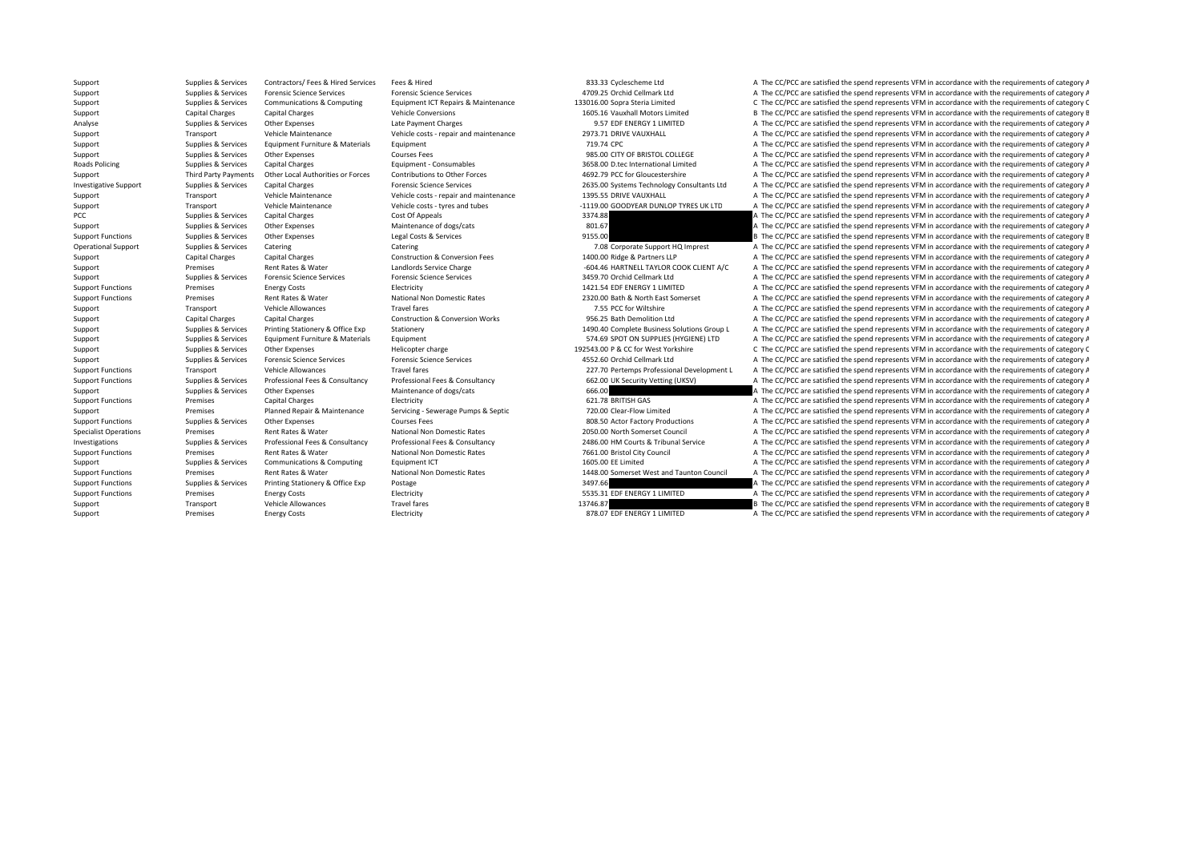| | | | | | | |
|---|---|---|---|---|---|---|
| Support | Supplies & Services | Contractors/ Fees & Hired Services | Fees & Hired | 833.33 | Cyclescheme Ltd | A The CC/PCC are satisfied the spend represents VFM in accordance with the requirements of category A |
| Support | Supplies & Services | Forensic Science Services | Forensic Science Services | 4709.25 | Orchid Cellmark Ltd | A The CC/PCC are satisfied the spend represents VFM in accordance with the requirements of category A |
| Support | Supplies & Services | Communications & Computing | Equipment ICT Repairs & Maintenance | 133016.00 | Sopra Steria Limited | C The CC/PCC are satisfied the spend represents VFM in accordance with the requirements of category C |
| Support | Capital Charges | Capital Charges | Vehicle Conversions | 1605.16 | Vauxhall Motors Limited | B The CC/PCC are satisfied the spend represents VFM in accordance with the requirements of category B |
| Analyse | Supplies & Services | Other Expenses | Late Payment Charges | 9.57 | EDF ENERGY 1 LIMITED | A The CC/PCC are satisfied the spend represents VFM in accordance with the requirements of category A |
| Support | Transport | Vehicle Maintenance | Vehicle costs - repair and maintenance | 2973.71 | DRIVE VAUXHALL | A The CC/PCC are satisfied the spend represents VFM in accordance with the requirements of category A |
| Support | Supplies & Services | Equipment Furniture & Materials | Equipment | 719.74 | CPC | A The CC/PCC are satisfied the spend represents VFM in accordance with the requirements of category A |
| Support | Supplies & Services | Other Expenses | Courses Fees | 985.00 | CITY OF BRISTOL COLLEGE | A The CC/PCC are satisfied the spend represents VFM in accordance with the requirements of category A |
| Roads Policing | Supplies & Services | Capital Charges | Equipment - Consumables | 3658.00 | D.tec International Limited | A The CC/PCC are satisfied the spend represents VFM in accordance with the requirements of category A |
| Support | Third Party Payments | Other Local Authorities or Forces | Contributions to Other Forces | 4692.79 | PCC for Gloucestershire | A The CC/PCC are satisfied the spend represents VFM in accordance with the requirements of category A |
| Investigative Support | Supplies & Services | Capital Charges | Forensic Science Services | 2635.00 | Systems Technology Consultants Ltd | A The CC/PCC are satisfied the spend represents VFM in accordance with the requirements of category A |
| Support | Transport | Vehicle Maintenance | Vehicle costs - repair and maintenance | 1395.55 | DRIVE VAUXHALL | A The CC/PCC are satisfied the spend represents VFM in accordance with the requirements of category A |
| Support | Transport | Vehicle Maintenance | Vehicle costs - tyres and tubes | -1119.00 | GOODYEAR DUNLOP TYRES UK LTD | A The CC/PCC are satisfied the spend represents VFM in accordance with the requirements of category A |
| PCC | Supplies & Services | Capital Charges | Cost Of Appeals | 3374.88 | | A The CC/PCC are satisfied the spend represents VFM in accordance with the requirements of category A |
| Support | Supplies & Services | Other Expenses | Maintenance of dogs/cats | 801.67 | | A The CC/PCC are satisfied the spend represents VFM in accordance with the requirements of category A |
| Support Functions | Supplies & Services | Other Expenses | Legal Costs & Services | 9155.00 | | B The CC/PCC are satisfied the spend represents VFM in accordance with the requirements of category B |
| Operational Support | Supplies & Services | Catering | Catering | 7.08 | Corporate Support HQ Imprest | A The CC/PCC are satisfied the spend represents VFM in accordance with the requirements of category A |
| Support | Capital Charges | Capital Charges | Construction & Conversion Fees | 1400.00 | Ridge & Partners LLP | A The CC/PCC are satisfied the spend represents VFM in accordance with the requirements of category A |
| Support | Premises | Rent Rates & Water | Landlords Service Charge | -604.46 | HARTNELL TAYLOR COOK CLIENT A/C | A The CC/PCC are satisfied the spend represents VFM in accordance with the requirements of category A |
| Support | Supplies & Services | Forensic Science Services | Forensic Science Services | 3459.70 | Orchid Cellmark Ltd | A The CC/PCC are satisfied the spend represents VFM in accordance with the requirements of category A |
| Support Functions | Premises | Energy Costs | Electricity | 1421.54 | EDF ENERGY 1 LIMITED | A The CC/PCC are satisfied the spend represents VFM in accordance with the requirements of category A |
| Support Functions | Premises | Rent Rates & Water | National Non Domestic Rates | 2320.00 | Bath & North East Somerset | A The CC/PCC are satisfied the spend represents VFM in accordance with the requirements of category A |
| Support | Transport | Vehicle Allowances | Travel fares | 7.55 | PCC for Wiltshire | A The CC/PCC are satisfied the spend represents VFM in accordance with the requirements of category A |
| Support | Capital Charges | Capital Charges | Construction & Conversion Works | 956.25 | Bath Demolition Ltd | A The CC/PCC are satisfied the spend represents VFM in accordance with the requirements of category A |
| Support | Supplies & Services | Printing Stationery & Office Exp | Stationery | 1490.40 | Complete Business Solutions Group L | A The CC/PCC are satisfied the spend represents VFM in accordance with the requirements of category A |
| Support | Supplies & Services | Equipment Furniture & Materials | Equipment | 574.69 | SPOT ON SUPPLIES (HYGIENE) LTD | A The CC/PCC are satisfied the spend represents VFM in accordance with the requirements of category A |
| Support | Supplies & Services | Other Expenses | Helicopter charge | 192543.00 | P & CC for West Yorkshire | C The CC/PCC are satisfied the spend represents VFM in accordance with the requirements of category C |
| Support | Supplies & Services | Forensic Science Services | Forensic Science Services | 4552.60 | Orchid Cellmark Ltd | A The CC/PCC are satisfied the spend represents VFM in accordance with the requirements of category A |
| Support Functions | Transport | Vehicle Allowances | Travel fares | 227.70 | Pertemps Professional Development L | A The CC/PCC are satisfied the spend represents VFM in accordance with the requirements of category A |
| Support Functions | Supplies & Services | Professional Fees & Consultancy | Professional Fees & Consultancy | 662.00 | UK Security Vetting (UKSV) | A The CC/PCC are satisfied the spend represents VFM in accordance with the requirements of category A |
| Support | Supplies & Services | Other Expenses | Maintenance of dogs/cats | 666.00 | | A The CC/PCC are satisfied the spend represents VFM in accordance with the requirements of category A |
| Support Functions | Premises | Capital Charges | Electricity | 621.78 | BRITISH GAS | A The CC/PCC are satisfied the spend represents VFM in accordance with the requirements of category A |
| Support | Premises | Planned Repair & Maintenance | Servicing - Sewerage Pumps & Septic | 720.00 | Clear-Flow Limited | A The CC/PCC are satisfied the spend represents VFM in accordance with the requirements of category A |
| Support Functions | Supplies & Services | Other Expenses | Courses Fees | 808.50 | Actor Factory Productions | A The CC/PCC are satisfied the spend represents VFM in accordance with the requirements of category A |
| Specialist Operations | Premises | Rent Rates & Water | National Non Domestic Rates | 2050.00 | North Somerset Council | A The CC/PCC are satisfied the spend represents VFM in accordance with the requirements of category A |
| Investigations | Supplies & Services | Professional Fees & Consultancy | Professional Fees & Consultancy | 2486.00 | HM Courts & Tribunal Service | A The CC/PCC are satisfied the spend represents VFM in accordance with the requirements of category A |
| Support Functions | Premises | Rent Rates & Water | National Non Domestic Rates | 7661.00 | Bristol City Council | A The CC/PCC are satisfied the spend represents VFM in accordance with the requirements of category A |
| Support | Supplies & Services | Communications & Computing | Equipment ICT | 1605.00 | EE Limited | A The CC/PCC are satisfied the spend represents VFM in accordance with the requirements of category A |
| Support Functions | Premises | Rent Rates & Water | National Non Domestic Rates | 1448.00 | Somerset West and Taunton Council | A The CC/PCC are satisfied the spend represents VFM in accordance with the requirements of category A |
| Support Functions | Supplies & Services | Printing Stationery & Office Exp | Postage | 3497.66 | | A The CC/PCC are satisfied the spend represents VFM in accordance with the requirements of category A |
| Support Functions | Premises | Energy Costs | Electricity | 5535.31 | EDF ENERGY 1 LIMITED | A The CC/PCC are satisfied the spend represents VFM in accordance with the requirements of category A |
| Support | Transport | Vehicle Allowances | Travel fares | 13746.87 | | B The CC/PCC are satisfied the spend represents VFM in accordance with the requirements of category B |
| Support | Premises | Energy Costs | Electricity | 878.07 | EDF ENERGY 1 LIMITED | A The CC/PCC are satisfied the spend represents VFM in accordance with the requirements of category A |